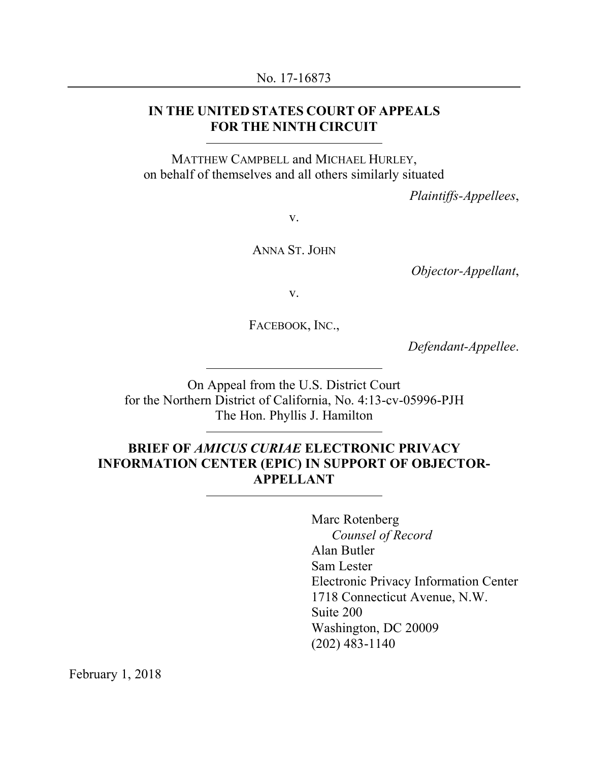No. 17-16873

**IN THE UNITED STATES COURT OF APPEALS FOR THE NINTH CIRCUIT**

---

MATTHEW CAMPBELL and MICHAEL HURLEY, on behalf of themselves and all others similarly situated

*Plaintiffs-Appellees*,

v.

ANNA ST. JOHN

*Objector-Appellant*,

v.

FACEBOOK, INC.,

*Defendant-Appellee*.

---

On Appeal from the U.S. District Court for the Northern District of California, No. 4:13-cv-05996-PJH
The Hon. Phyllis J. Hamilton

---

**BRIEF OF *AMICUS CURIAE* ELECTRONIC PRIVACY INFORMATION CENTER (EPIC) IN SUPPORT OF OBJECTOR-APPELLANT**

---

Marc Rotenberg
*Counsel of Record*
Alan Butler
Sam Lester
Electronic Privacy Information Center
1718 Connecticut Avenue, N.W.
Suite 200
Washington, DC 20009
(202) 483-1140

February 1, 2018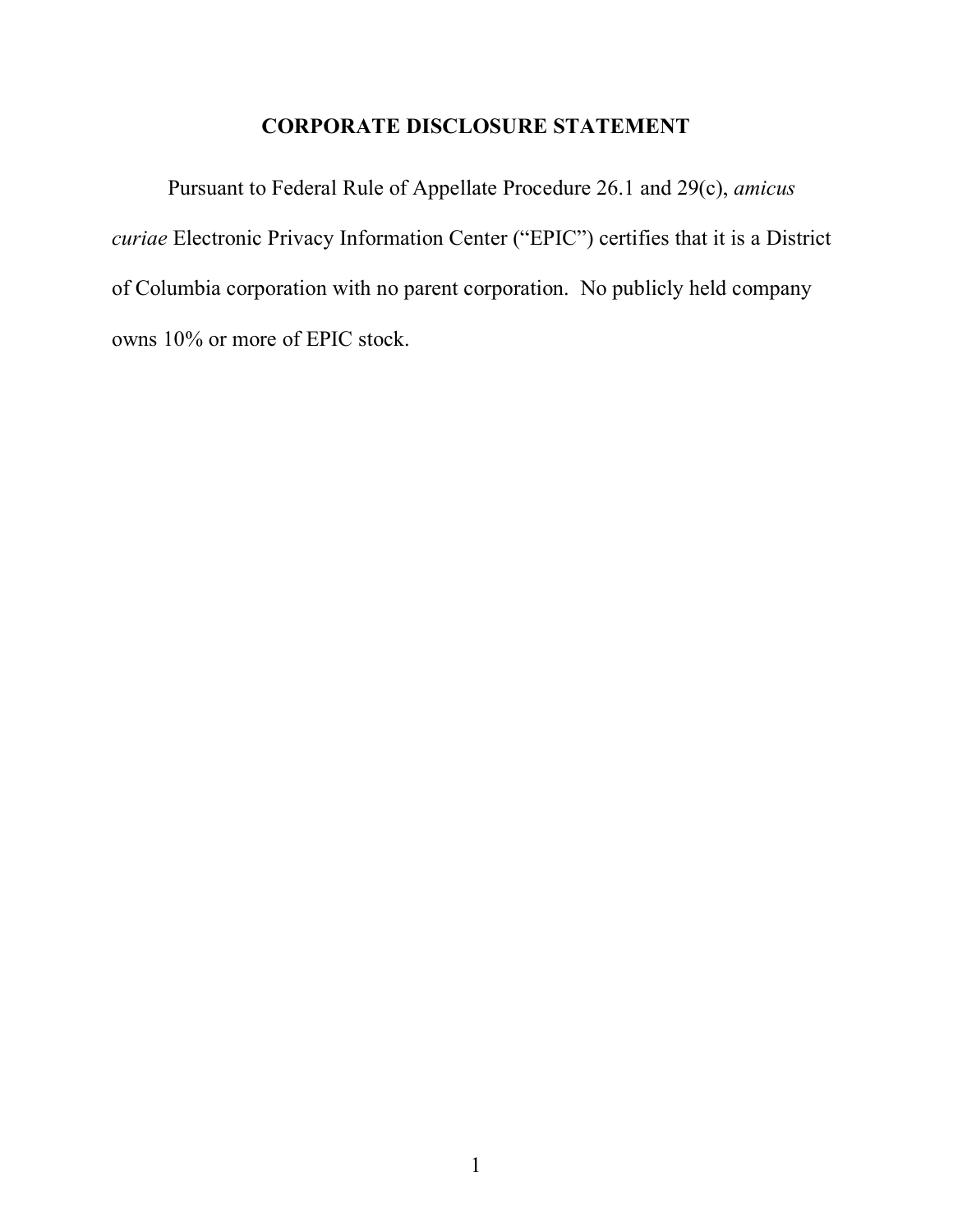# CORPORATE DISCLOSURE STATEMENT

Pursuant to Federal Rule of Appellate Procedure 26.1 and 29(c), *amicus curiae* Electronic Privacy Information Center ("EPIC") certifies that it is a District of Columbia corporation with no parent corporation. No publicly held company owns 10% or more of EPIC stock.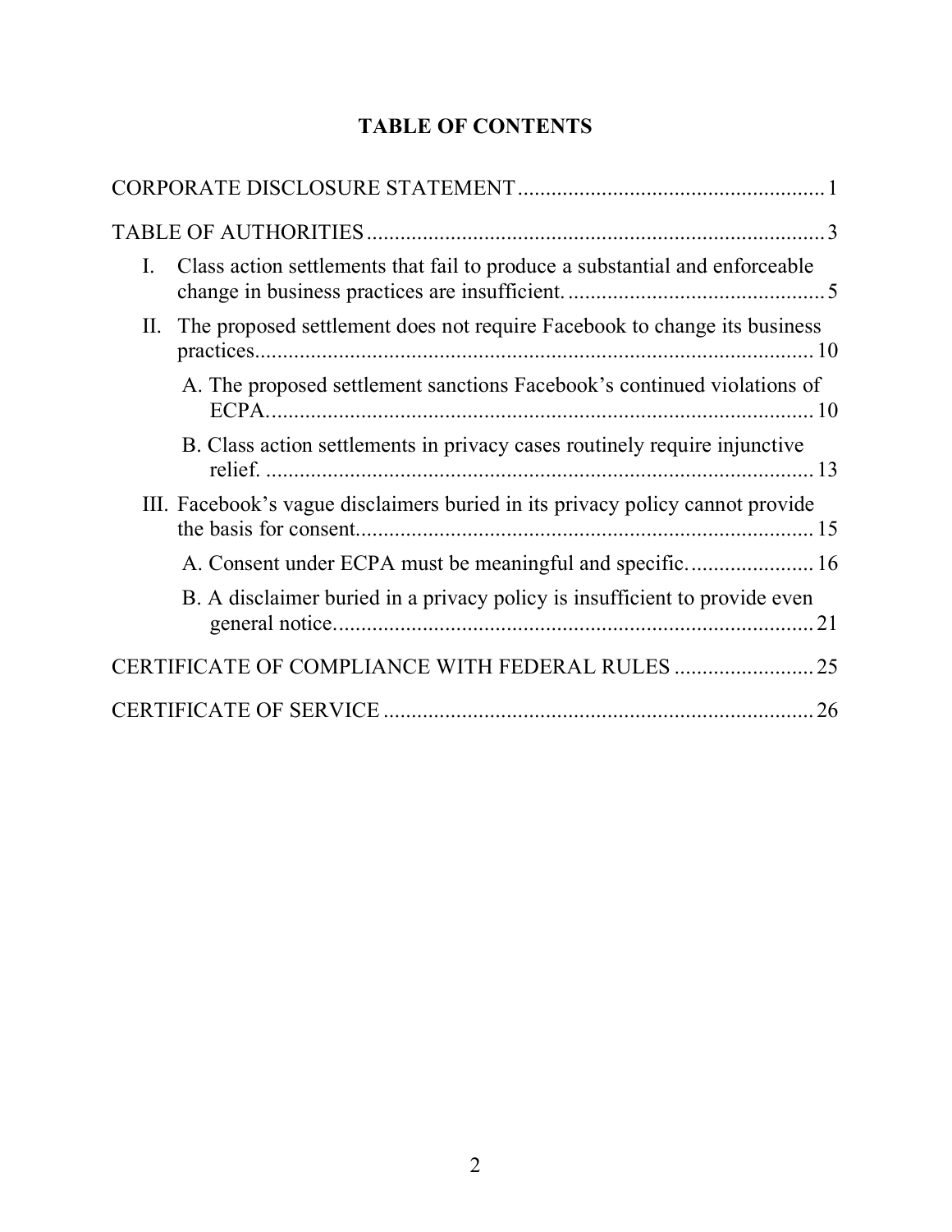# TABLE OF CONTENTS

CORPORATE DISCLOSURE STATEMENT ....................................................... 1

TABLE OF AUTHORITIES ................................................................................. 3

I. Class action settlements that fail to produce a substantial and enforceable change in business practices are insufficient. ............................................. 5

II. The proposed settlement does not require Facebook to change its business practices.................................................................................................... 10

   A. The proposed settlement sanctions Facebook's continued violations of ECPA.................................................................................................. 10

   B. Class action settlements in privacy cases routinely require injunctive relief. .................................................................................................. 13

III. Facebook's vague disclaimers buried in its privacy policy cannot provide the basis for consent................................................................................. 15

   A. Consent under ECPA must be meaningful and specific....................... 16

   B. A disclaimer buried in a privacy policy is insufficient to provide even general notice...................................................................................... 21

CERTIFICATE OF COMPLIANCE WITH FEDERAL RULES ......................... 25

CERTIFICATE OF SERVICE ............................................................................ 26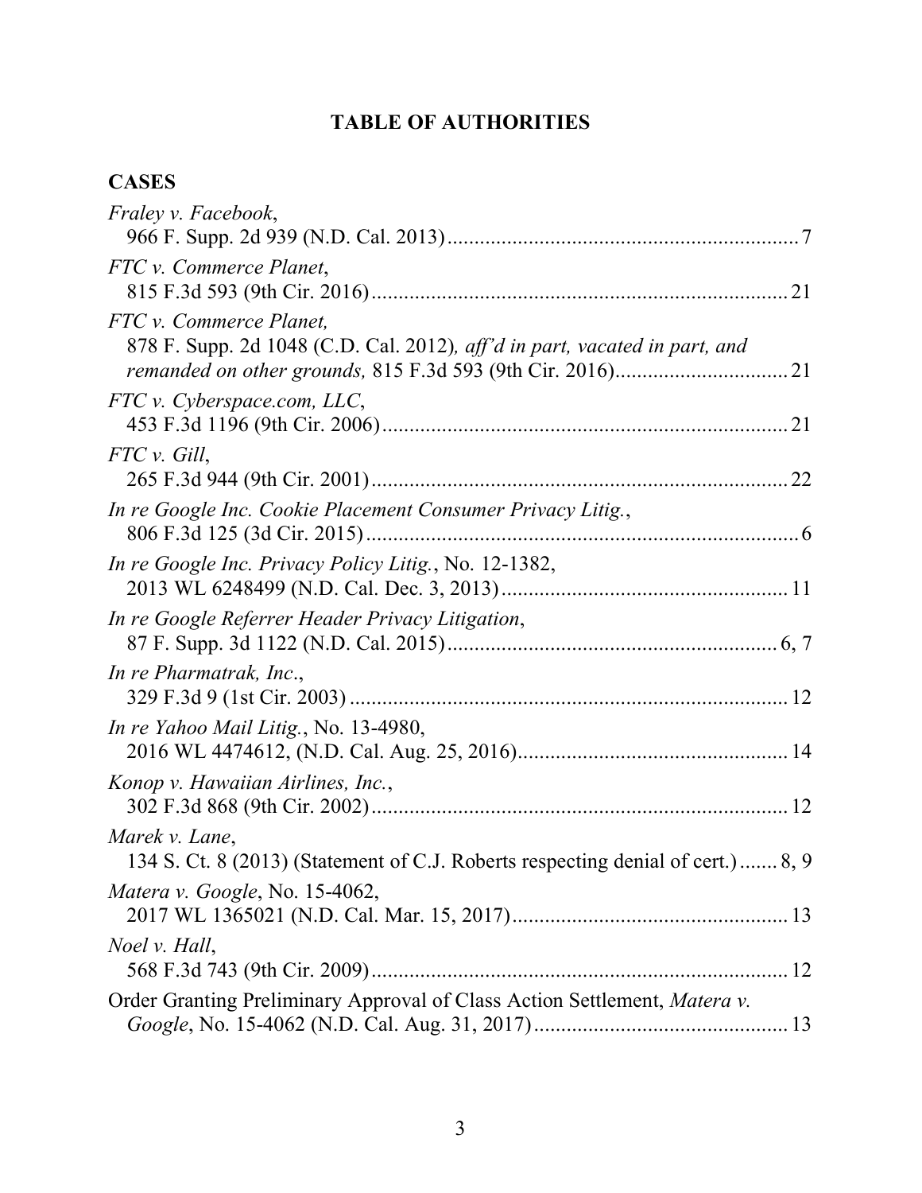## TABLE OF AUTHORITIES

### CASES

*Fraley v. Facebook*,
966 F. Supp. 2d 939 (N.D. Cal. 2013) ................................................................ 7

*FTC v. Commerce Planet*,
815 F.3d 593 (9th Cir. 2016) ............................................................................ 21

*FTC v. Commerce Planet,*
878 F. Supp. 2d 1048 (C.D. Cal. 2012)*, aff'd in part, vacated in part, and remanded on other grounds,* 815 F.3d 593 (9th Cir. 2016) ................................ 21

*FTC v. Cyberspace.com, LLC*,
453 F.3d 1196 (9th Cir. 2006) .......................................................................... 21

*FTC v. Gill*,
265 F.3d 944 (9th Cir. 2001) ............................................................................ 22

*In re Google Inc. Cookie Placement Consumer Privacy Litig.*,
806 F.3d 125 (3d Cir. 2015) .............................................................................. 6

*In re Google Inc. Privacy Policy Litig.*, No. 12-1382,
2013 WL 6248499 (N.D. Cal. Dec. 3, 2013) .................................................... 11

*In re Google Referrer Header Privacy Litigation*,
87 F. Supp. 3d 1122 (N.D. Cal. 2015) ............................................................ 6, 7

*In re Pharmatrak, Inc.*,
329 F.3d 9 (1st Cir. 2003) ................................................................................ 12

*In re Yahoo Mail Litig.*, No. 13-4980,
2016 WL 4474612, (N.D. Cal. Aug. 25, 2016) ................................................. 14

*Konop v. Hawaiian Airlines, Inc.*,
302 F.3d 868 (9th Cir. 2002) ............................................................................ 12

*Marek v. Lane*,
134 S. Ct. 8 (2013) (Statement of C.J. Roberts respecting denial of cert.) ....... 8, 9

*Matera v. Google*, No. 15-4062,
2017 WL 1365021 (N.D. Cal. Mar. 15, 2017) .................................................. 13

*Noel v. Hall*,
568 F.3d 743 (9th Cir. 2009) ............................................................................ 12

Order Granting Preliminary Approval of Class Action Settlement, *Matera v. Google*, No. 15-4062 (N.D. Cal. Aug. 31, 2017) .............................................. 13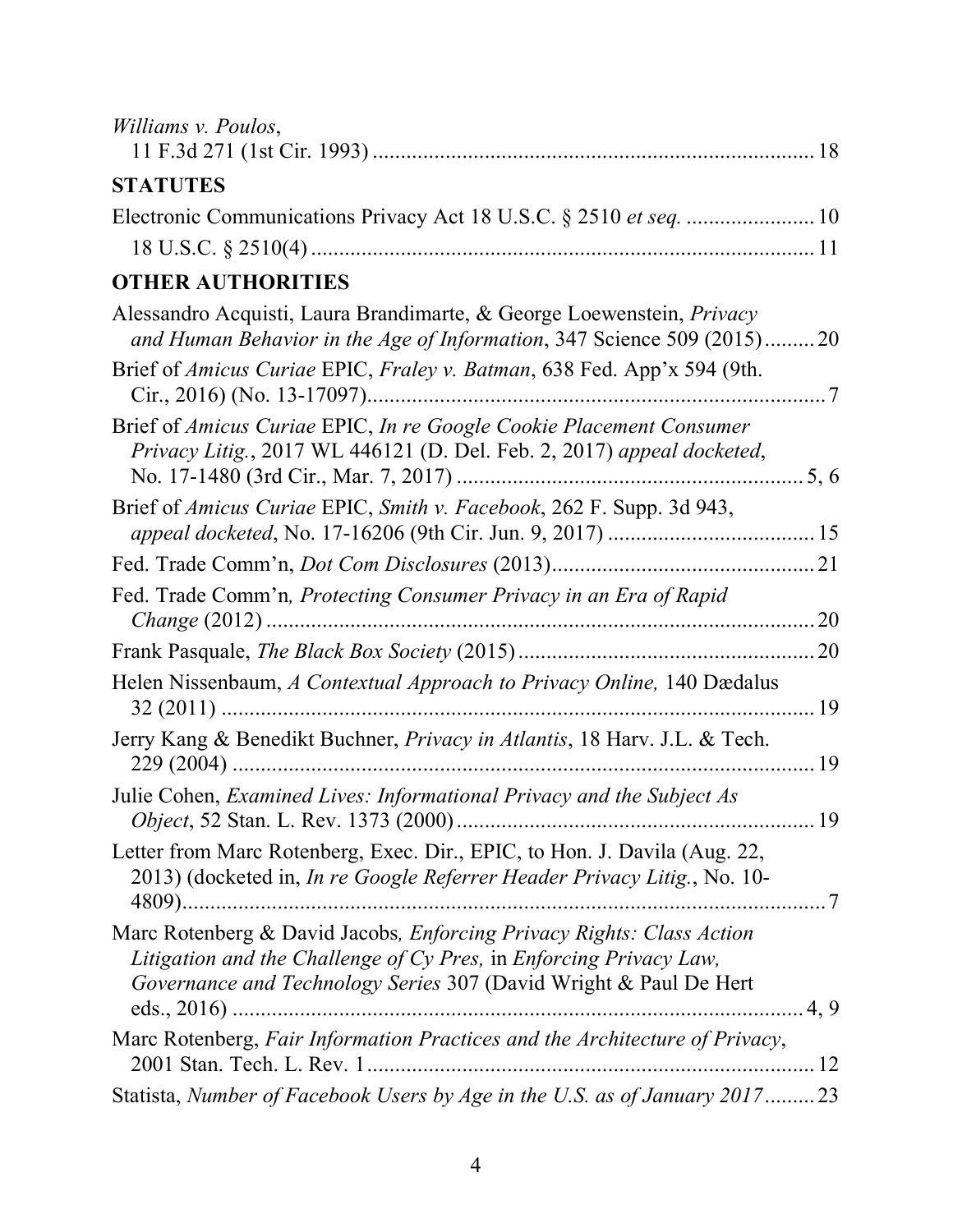*Williams v. Poulos*, 11 F.3d 271 (1st Cir. 1993) .......... 18

**STATUTES**

Electronic Communications Privacy Act 18 U.S.C. § 2510 *et seq.* .......... 10

18 U.S.C. § 2510(4) .......... 11

**OTHER AUTHORITIES**

Alessandro Acquisti, Laura Brandimarte, & George Loewenstein, *Privacy and Human Behavior in the Age of Information*, 347 Science 509 (2015) .......... 20

Brief of *Amicus Curiae* EPIC, *Fraley v. Batman*, 638 Fed. App'x 594 (9th. Cir., 2016) (No. 13-17097) .......... 7

Brief of *Amicus Curiae* EPIC, *In re Google Cookie Placement Consumer Privacy Litig.*, 2017 WL 446121 (D. Del. Feb. 2, 2017) *appeal docketed*, No. 17-1480 (3rd Cir., Mar. 7, 2017) .......... 5, 6

Brief of *Amicus Curiae* EPIC, *Smith v. Facebook*, 262 F. Supp. 3d 943, *appeal docketed*, No. 17-16206 (9th Cir. Jun. 9, 2017) .......... 15

Fed. Trade Comm'n, *Dot Com Disclosures* (2013) .......... 21

Fed. Trade Comm'n*, Protecting Consumer Privacy in an Era of Rapid Change* (2012) .......... 20

Frank Pasquale, *The Black Box Society* (2015) .......... 20

Helen Nissenbaum, *A Contextual Approach to Privacy Online,* 140 Dædalus 32 (2011) .......... 19

Jerry Kang & Benedikt Buchner, *Privacy in Atlantis*, 18 Harv. J.L. & Tech. 229 (2004) .......... 19

Julie Cohen, *Examined Lives: Informational Privacy and the Subject As Object*, 52 Stan. L. Rev. 1373 (2000) .......... 19

Letter from Marc Rotenberg, Exec. Dir., EPIC, to Hon. J. Davila (Aug. 22, 2013) (docketed in, *In re Google Referrer Header Privacy Litig.*, No. 10-4809) .......... 7

Marc Rotenberg & David Jacobs*, Enforcing Privacy Rights: Class Action Litigation and the Challenge of Cy Pres,* in *Enforcing Privacy Law, Governance and Technology Series* 307 (David Wright & Paul De Hert eds., 2016) .......... 4, 9

Marc Rotenberg, *Fair Information Practices and the Architecture of Privacy*, 2001 Stan. Tech. L. Rev. 1 .......... 12

Statista, *Number of Facebook Users by Age in the U.S. as of January 2017* .......... 23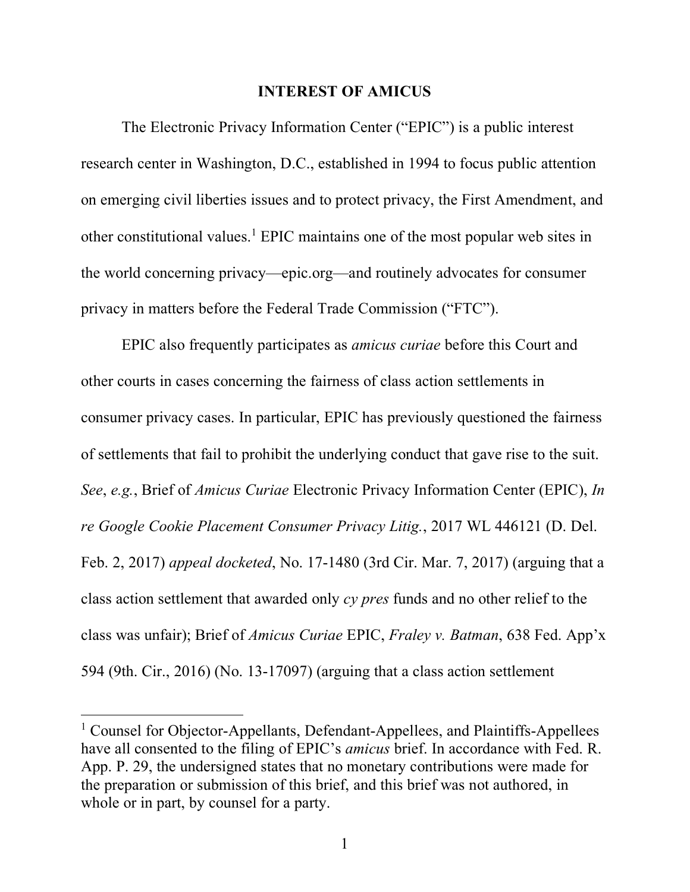## INTEREST OF AMICUS

The Electronic Privacy Information Center ("EPIC") is a public interest research center in Washington, D.C., established in 1994 to focus public attention on emerging civil liberties issues and to protect privacy, the First Amendment, and other constitutional values.[1] EPIC maintains one of the most popular web sites in the world concerning privacy—epic.org—and routinely advocates for consumer privacy in matters before the Federal Trade Commission ("FTC").

EPIC also frequently participates as *amicus curiae* before this Court and other courts in cases concerning the fairness of class action settlements in consumer privacy cases. In particular, EPIC has previously questioned the fairness of settlements that fail to prohibit the underlying conduct that gave rise to the suit. *See*, *e.g.*, Brief of *Amicus Curiae* Electronic Privacy Information Center (EPIC), *In re Google Cookie Placement Consumer Privacy Litig.*, 2017 WL 446121 (D. Del. Feb. 2, 2017) *appeal docketed*, No. 17-1480 (3rd Cir. Mar. 7, 2017) (arguing that a class action settlement that awarded only *cy pres* funds and no other relief to the class was unfair); Brief of *Amicus Curiae* EPIC, *Fraley v. Batman*, 638 Fed. App'x 594 (9th. Cir., 2016) (No. 13-17097) (arguing that a class action settlement

---

[1] Counsel for Objector-Appellants, Defendant-Appellees, and Plaintiffs-Appellees have all consented to the filing of EPIC's *amicus* brief. In accordance with Fed. R. App. P. 29, the undersigned states that no monetary contributions were made for the preparation or submission of this brief, and this brief was not authored, in whole or in part, by counsel for a party.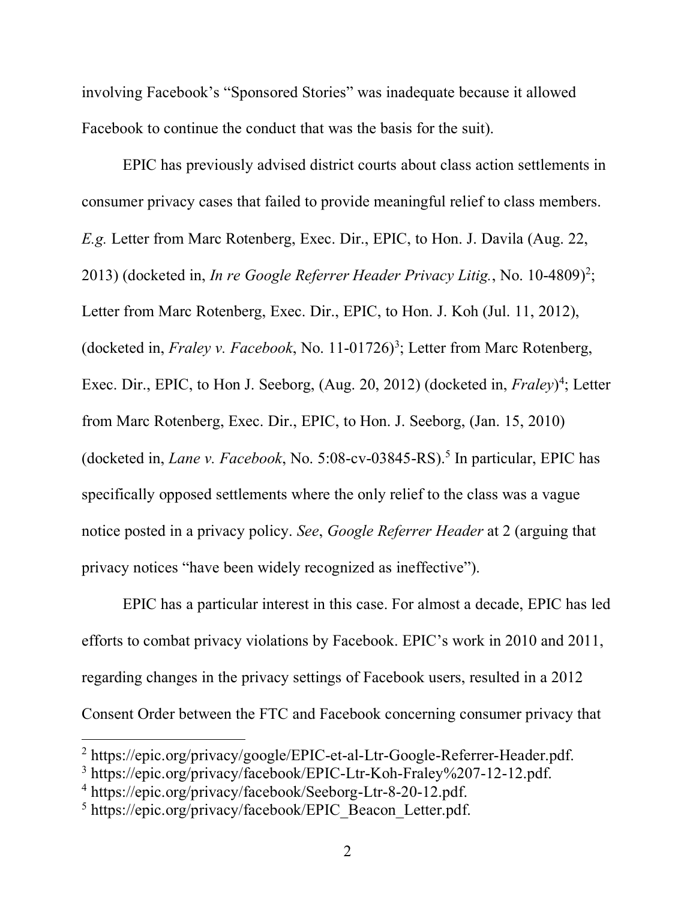involving Facebook's "Sponsored Stories" was inadequate because it allowed Facebook to continue the conduct that was the basis for the suit).

EPIC has previously advised district courts about class action settlements in consumer privacy cases that failed to provide meaningful relief to class members. *E.g.* Letter from Marc Rotenberg, Exec. Dir., EPIC, to Hon. J. Davila (Aug. 22, 2013) (docketed in, *In re Google Referrer Header Privacy Litig.*, No. 10-4809)[2]; Letter from Marc Rotenberg, Exec. Dir., EPIC, to Hon. J. Koh (Jul. 11, 2012), (docketed in, *Fraley v. Facebook*, No. 11-01726)[3]; Letter from Marc Rotenberg, Exec. Dir., EPIC, to Hon J. Seeborg, (Aug. 20, 2012) (docketed in, *Fraley*)[4]; Letter from Marc Rotenberg, Exec. Dir., EPIC, to Hon. J. Seeborg, (Jan. 15, 2010) (docketed in, *Lane v. Facebook*, No. 5:08-cv-03845-RS).[5] In particular, EPIC has specifically opposed settlements where the only relief to the class was a vague notice posted in a privacy policy. *See*, *Google Referrer Header* at 2 (arguing that privacy notices "have been widely recognized as ineffective").

EPIC has a particular interest in this case. For almost a decade, EPIC has led efforts to combat privacy violations by Facebook. EPIC's work in 2010 and 2011, regarding changes in the privacy settings of Facebook users, resulted in a 2012 Consent Order between the FTC and Facebook concerning consumer privacy that

---

[2] https://epic.org/privacy/google/EPIC-et-al-Ltr-Google-Referrer-Header.pdf.

[3] https://epic.org/privacy/facebook/EPIC-Ltr-Koh-Fraley%207-12-12.pdf.

[4] https://epic.org/privacy/facebook/Seeborg-Ltr-8-20-12.pdf.

[5] https://epic.org/privacy/facebook/EPIC_Beacon_Letter.pdf.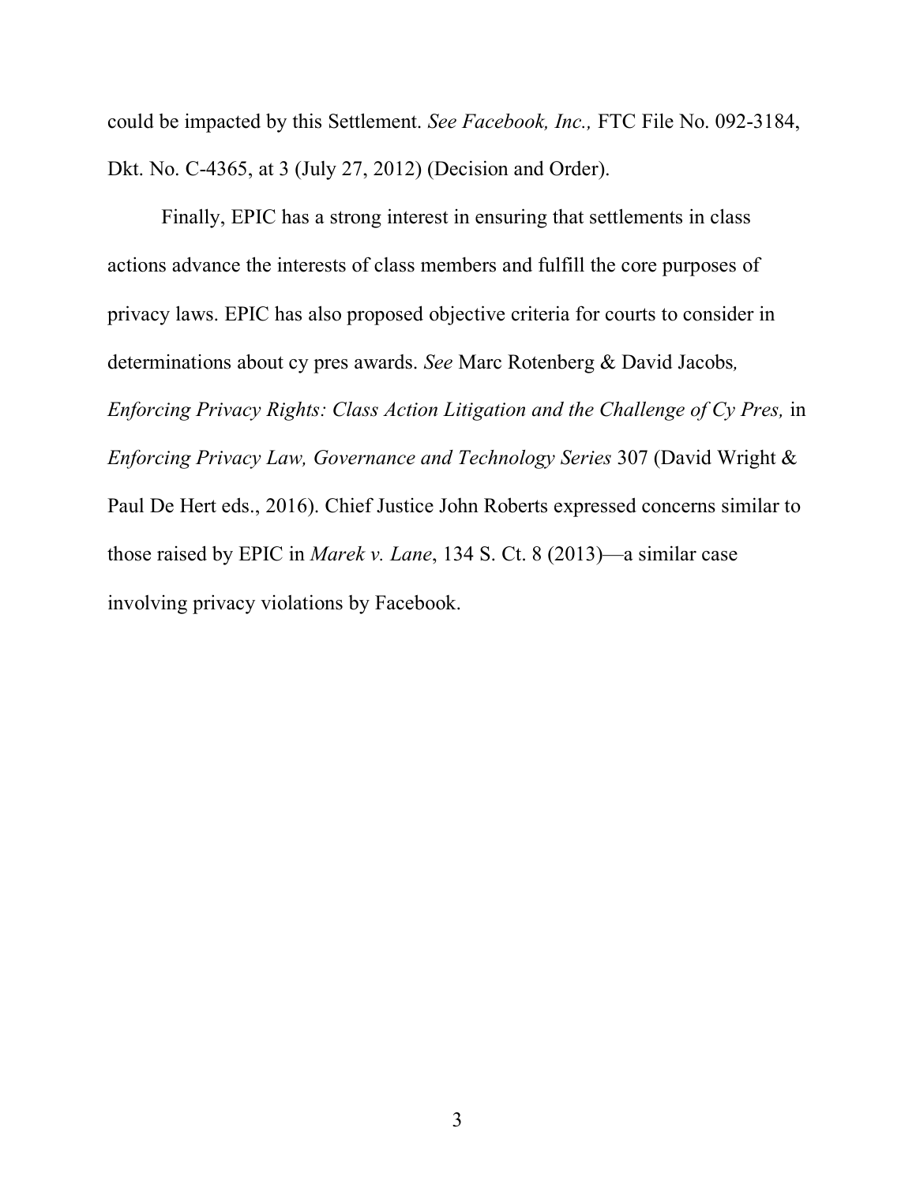could be impacted by this Settlement. *See Facebook, Inc.,* FTC File No. 092-3184, Dkt. No. C-4365, at 3 (July 27, 2012) (Decision and Order).

Finally, EPIC has a strong interest in ensuring that settlements in class actions advance the interests of class members and fulfill the core purposes of privacy laws. EPIC has also proposed objective criteria for courts to consider in determinations about cy pres awards. *See* Marc Rotenberg & David Jacobs*, Enforcing Privacy Rights: Class Action Litigation and the Challenge of Cy Pres,* in *Enforcing Privacy Law, Governance and Technology Series* 307 (David Wright & Paul De Hert eds., 2016). Chief Justice John Roberts expressed concerns similar to those raised by EPIC in *Marek v. Lane*, 134 S. Ct. 8 (2013)—a similar case involving privacy violations by Facebook.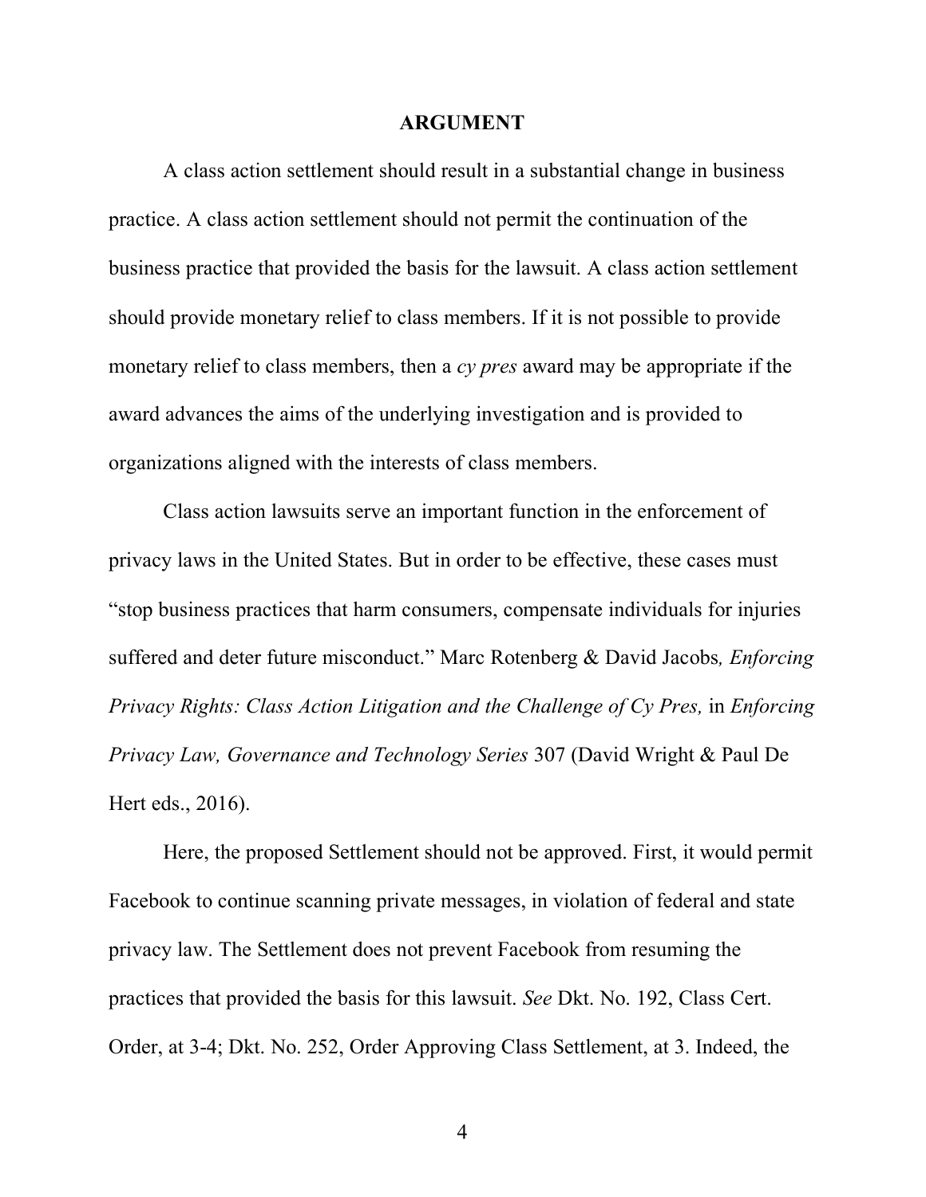## ARGUMENT

A class action settlement should result in a substantial change in business practice. A class action settlement should not permit the continuation of the business practice that provided the basis for the lawsuit. A class action settlement should provide monetary relief to class members. If it is not possible to provide monetary relief to class members, then a *cy pres* award may be appropriate if the award advances the aims of the underlying investigation and is provided to organizations aligned with the interests of class members.

Class action lawsuits serve an important function in the enforcement of privacy laws in the United States. But in order to be effective, these cases must "stop business practices that harm consumers, compensate individuals for injuries suffered and deter future misconduct." Marc Rotenberg & David Jacobs*, Enforcing Privacy Rights: Class Action Litigation and the Challenge of Cy Pres,* in *Enforcing Privacy Law, Governance and Technology Series* 307 (David Wright & Paul De Hert eds., 2016).

Here, the proposed Settlement should not be approved. First, it would permit Facebook to continue scanning private messages, in violation of federal and state privacy law. The Settlement does not prevent Facebook from resuming the practices that provided the basis for this lawsuit. *See* Dkt. No. 192, Class Cert. Order, at 3-4; Dkt. No. 252, Order Approving Class Settlement, at 3. Indeed, the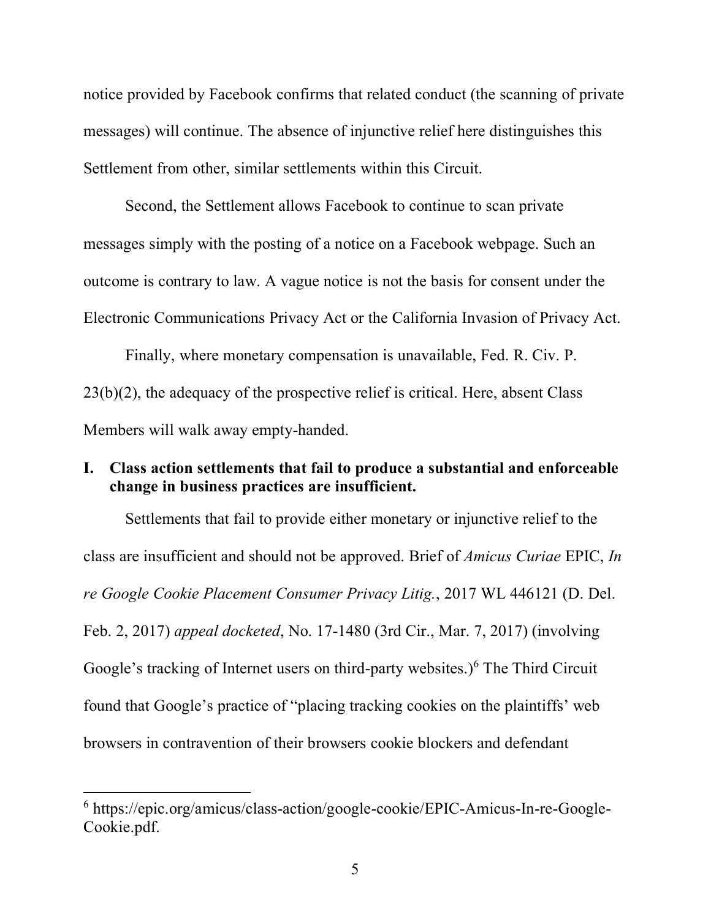notice provided by Facebook confirms that related conduct (the scanning of private messages) will continue. The absence of injunctive relief here distinguishes this Settlement from other, similar settlements within this Circuit.

Second, the Settlement allows Facebook to continue to scan private messages simply with the posting of a notice on a Facebook webpage. Such an outcome is contrary to law. A vague notice is not the basis for consent under the Electronic Communications Privacy Act or the California Invasion of Privacy Act.

Finally, where monetary compensation is unavailable, Fed. R. Civ. P. 23(b)(2), the adequacy of the prospective relief is critical. Here, absent Class Members will walk away empty-handed.

## I. Class action settlements that fail to produce a substantial and enforceable change in business practices are insufficient.

Settlements that fail to provide either monetary or injunctive relief to the class are insufficient and should not be approved. Brief of *Amicus Curiae* EPIC, *In re Google Cookie Placement Consumer Privacy Litig.*, 2017 WL 446121 (D. Del. Feb. 2, 2017) *appeal docketed*, No. 17-1480 (3rd Cir., Mar. 7, 2017) (involving Google's tracking of Internet users on third-party websites.)[6] The Third Circuit found that Google's practice of "placing tracking cookies on the plaintiffs' web browsers in contravention of their browsers cookie blockers and defendant

---

[6] https://epic.org/amicus/class-action/google-cookie/EPIC-Amicus-In-re-Google-Cookie.pdf.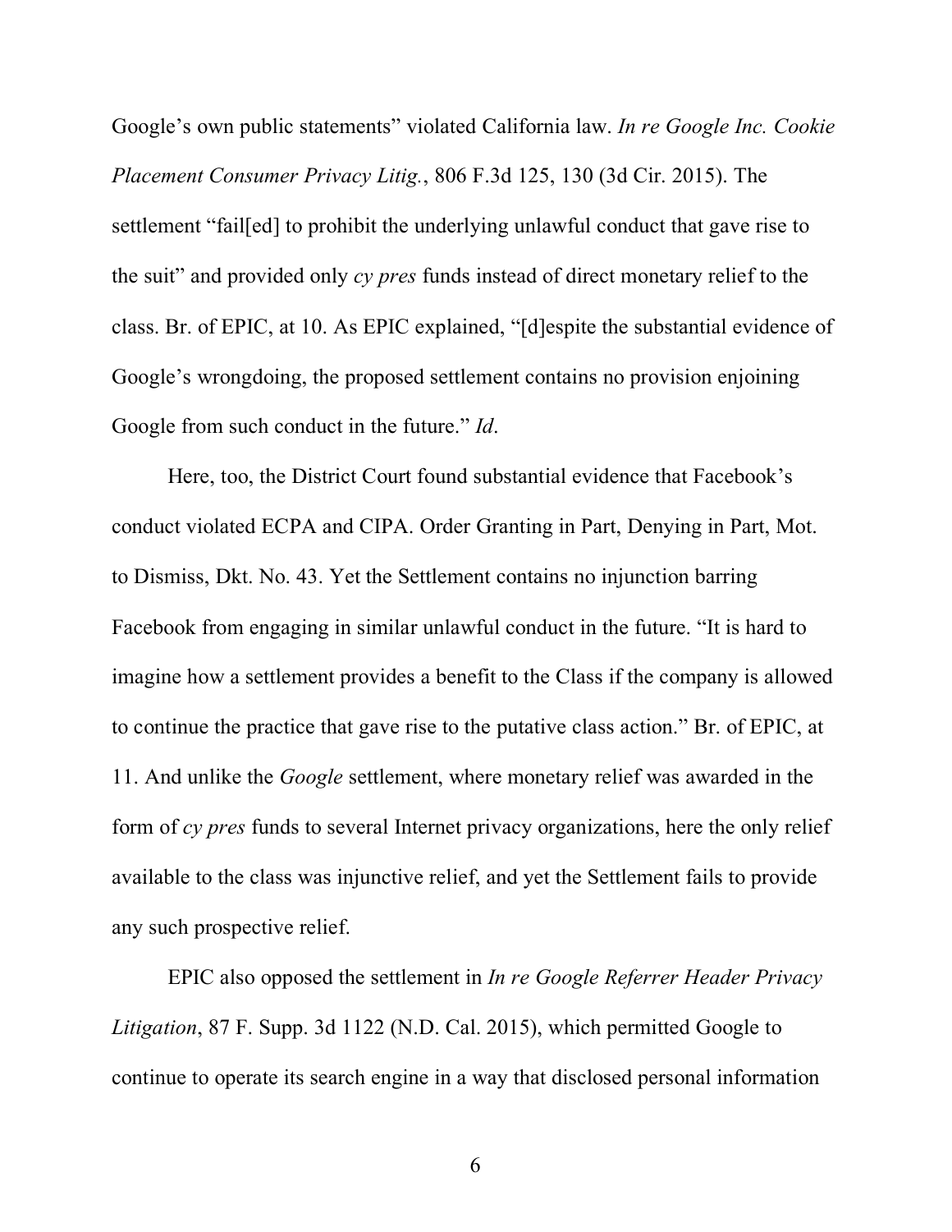Google's own public statements" violated California law. *In re Google Inc. Cookie Placement Consumer Privacy Litig.*, 806 F.3d 125, 130 (3d Cir. 2015). The settlement "fail[ed] to prohibit the underlying unlawful conduct that gave rise to the suit" and provided only *cy pres* funds instead of direct monetary relief to the class. Br. of EPIC, at 10. As EPIC explained, "[d]espite the substantial evidence of Google's wrongdoing, the proposed settlement contains no provision enjoining Google from such conduct in the future." *Id*.

Here, too, the District Court found substantial evidence that Facebook's conduct violated ECPA and CIPA. Order Granting in Part, Denying in Part, Mot. to Dismiss, Dkt. No. 43. Yet the Settlement contains no injunction barring Facebook from engaging in similar unlawful conduct in the future. "It is hard to imagine how a settlement provides a benefit to the Class if the company is allowed to continue the practice that gave rise to the putative class action." Br. of EPIC, at 11. And unlike the *Google* settlement, where monetary relief was awarded in the form of *cy pres* funds to several Internet privacy organizations, here the only relief available to the class was injunctive relief, and yet the Settlement fails to provide any such prospective relief.

EPIC also opposed the settlement in *In re Google Referrer Header Privacy Litigation*, 87 F. Supp. 3d 1122 (N.D. Cal. 2015), which permitted Google to continue to operate its search engine in a way that disclosed personal information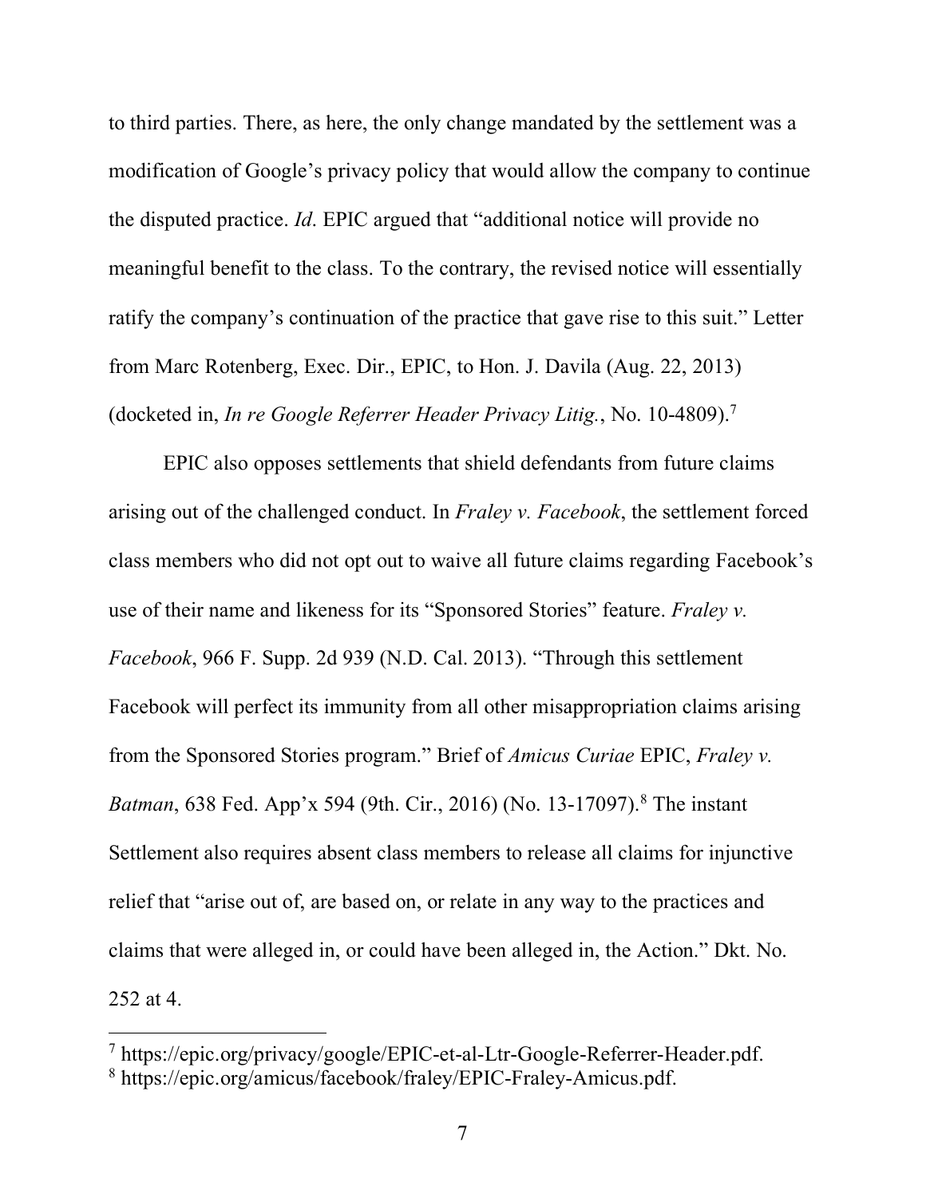to third parties. There, as here, the only change mandated by the settlement was a modification of Google's privacy policy that would allow the company to continue the disputed practice. *Id*. EPIC argued that "additional notice will provide no meaningful benefit to the class. To the contrary, the revised notice will essentially ratify the company's continuation of the practice that gave rise to this suit." Letter from Marc Rotenberg, Exec. Dir., EPIC, to Hon. J. Davila (Aug. 22, 2013) (docketed in, *In re Google Referrer Header Privacy Litig.*, No. 10-4809).[7]

EPIC also opposes settlements that shield defendants from future claims arising out of the challenged conduct. In *Fraley v. Facebook*, the settlement forced class members who did not opt out to waive all future claims regarding Facebook's use of their name and likeness for its "Sponsored Stories" feature. *Fraley v. Facebook*, 966 F. Supp. 2d 939 (N.D. Cal. 2013). "Through this settlement Facebook will perfect its immunity from all other misappropriation claims arising from the Sponsored Stories program." Brief of *Amicus Curiae* EPIC, *Fraley v. Batman*, 638 Fed. App'x 594 (9th. Cir., 2016) (No. 13-17097).[8] The instant Settlement also requires absent class members to release all claims for injunctive relief that "arise out of, are based on, or relate in any way to the practices and claims that were alleged in, or could have been alleged in, the Action." Dkt. No. 252 at 4.

---

[7] https://epic.org/privacy/google/EPIC-et-al-Ltr-Google-Referrer-Header.pdf.

[8] https://epic.org/amicus/facebook/fraley/EPIC-Fraley-Amicus.pdf.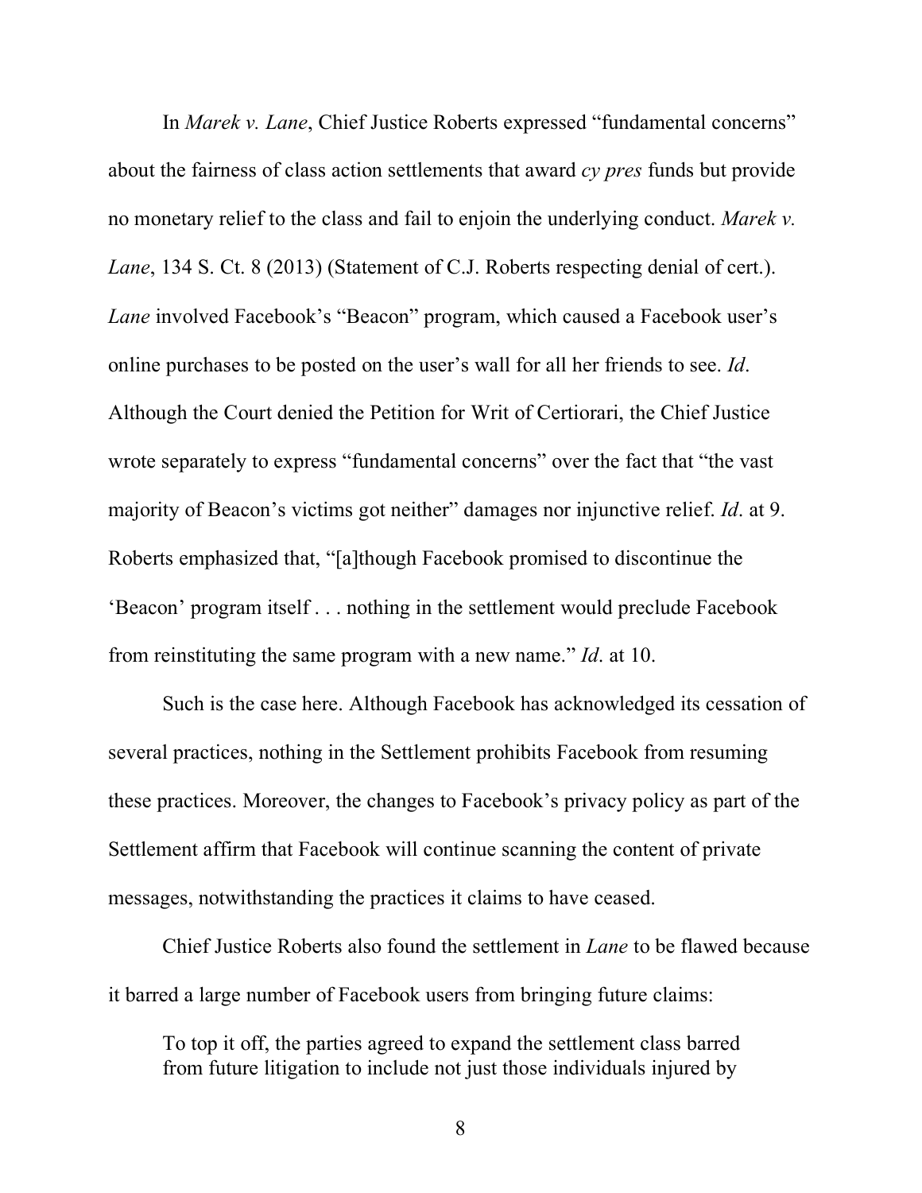In *Marek v. Lane*, Chief Justice Roberts expressed "fundamental concerns" about the fairness of class action settlements that award *cy pres* funds but provide no monetary relief to the class and fail to enjoin the underlying conduct. *Marek v. Lane*, 134 S. Ct. 8 (2013) (Statement of C.J. Roberts respecting denial of cert.). *Lane* involved Facebook's "Beacon" program, which caused a Facebook user's online purchases to be posted on the user's wall for all her friends to see. *Id*. Although the Court denied the Petition for Writ of Certiorari, the Chief Justice wrote separately to express "fundamental concerns" over the fact that "the vast majority of Beacon's victims got neither" damages nor injunctive relief. *Id*. at 9. Roberts emphasized that, "[a]though Facebook promised to discontinue the 'Beacon' program itself . . . nothing in the settlement would preclude Facebook from reinstituting the same program with a new name." *Id*. at 10.

Such is the case here. Although Facebook has acknowledged its cessation of several practices, nothing in the Settlement prohibits Facebook from resuming these practices. Moreover, the changes to Facebook's privacy policy as part of the Settlement affirm that Facebook will continue scanning the content of private messages, notwithstanding the practices it claims to have ceased.

Chief Justice Roberts also found the settlement in *Lane* to be flawed because it barred a large number of Facebook users from bringing future claims:

> To top it off, the parties agreed to expand the settlement class barred from future litigation to include not just those individuals injured by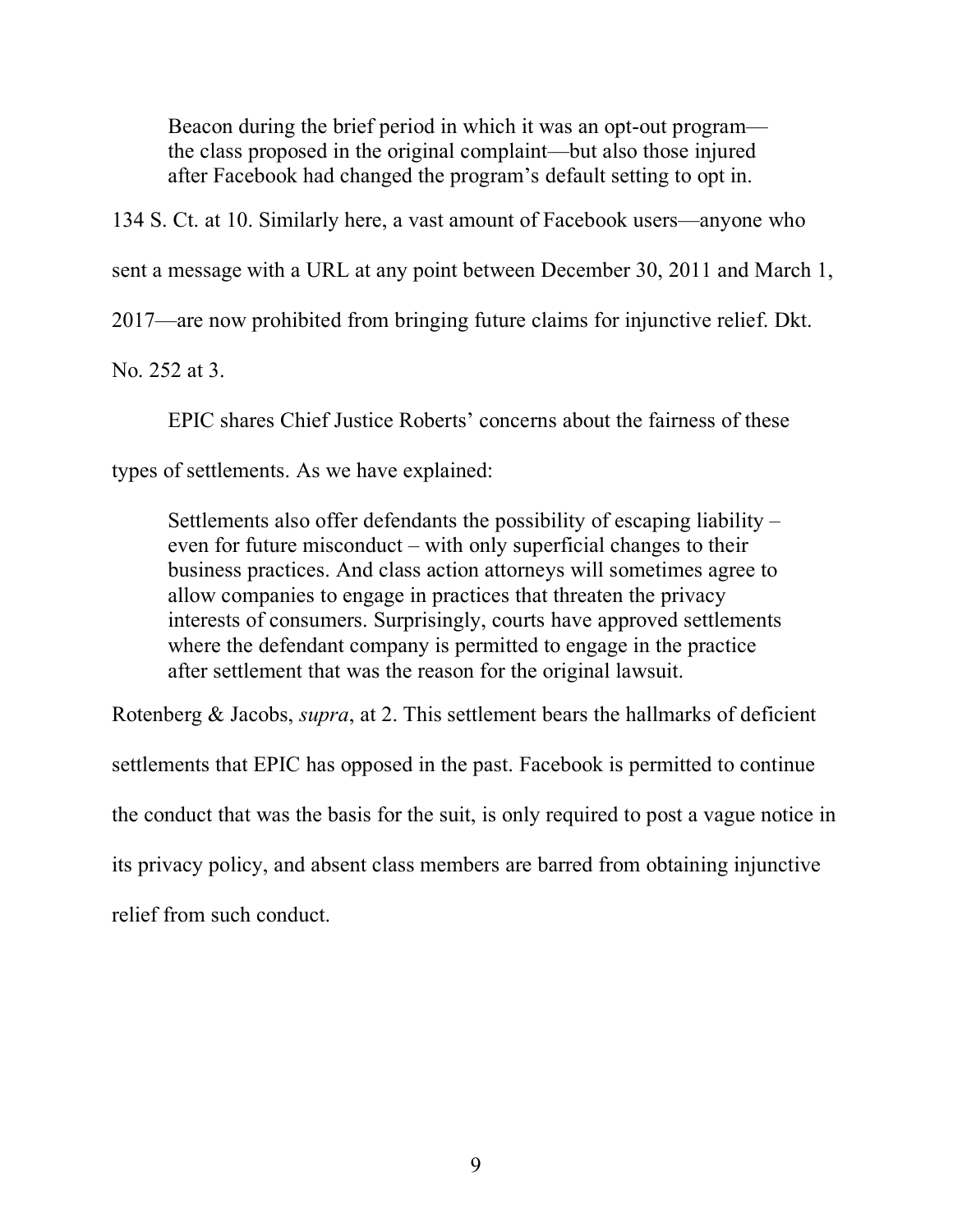> Beacon during the brief period in which it was an opt-out program—the class proposed in the original complaint—but also those injured after Facebook had changed the program's default setting to opt in.

134 S. Ct. at 10. Similarly here, a vast amount of Facebook users—anyone who sent a message with a URL at any point between December 30, 2011 and March 1, 2017—are now prohibited from bringing future claims for injunctive relief. Dkt. No. 252 at 3.

EPIC shares Chief Justice Roberts' concerns about the fairness of these types of settlements. As we have explained:

> Settlements also offer defendants the possibility of escaping liability – even for future misconduct – with only superficial changes to their business practices. And class action attorneys will sometimes agree to allow companies to engage in practices that threaten the privacy interests of consumers. Surprisingly, courts have approved settlements where the defendant company is permitted to engage in the practice after settlement that was the reason for the original lawsuit.

Rotenberg & Jacobs, *supra*, at 2. This settlement bears the hallmarks of deficient settlements that EPIC has opposed in the past. Facebook is permitted to continue the conduct that was the basis for the suit, is only required to post a vague notice in its privacy policy, and absent class members are barred from obtaining injunctive relief from such conduct.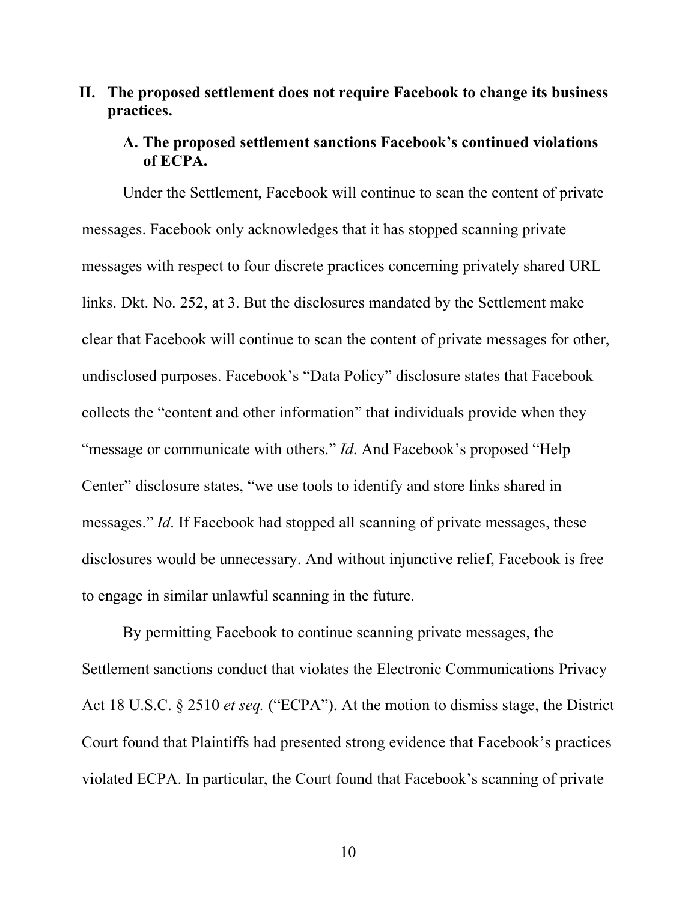## II. The proposed settlement does not require Facebook to change its business practices.

### A. The proposed settlement sanctions Facebook's continued violations of ECPA.

Under the Settlement, Facebook will continue to scan the content of private messages. Facebook only acknowledges that it has stopped scanning private messages with respect to four discrete practices concerning privately shared URL links. Dkt. No. 252, at 3. But the disclosures mandated by the Settlement make clear that Facebook will continue to scan the content of private messages for other, undisclosed purposes. Facebook's "Data Policy" disclosure states that Facebook collects the "content and other information" that individuals provide when they "message or communicate with others." *Id.* And Facebook's proposed "Help Center" disclosure states, "we use tools to identify and store links shared in messages." *Id*. If Facebook had stopped all scanning of private messages, these disclosures would be unnecessary. And without injunctive relief, Facebook is free to engage in similar unlawful scanning in the future.

By permitting Facebook to continue scanning private messages, the Settlement sanctions conduct that violates the Electronic Communications Privacy Act 18 U.S.C. § 2510 *et seq.* ("ECPA"). At the motion to dismiss stage, the District Court found that Plaintiffs had presented strong evidence that Facebook's practices violated ECPA. In particular, the Court found that Facebook's scanning of private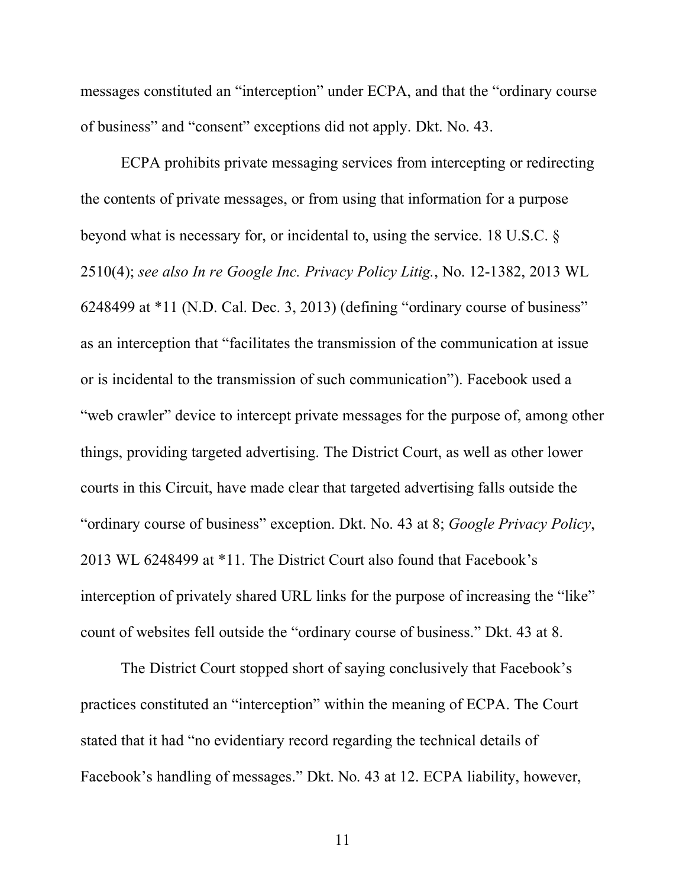messages constituted an "interception" under ECPA, and that the "ordinary course of business" and "consent" exceptions did not apply. Dkt. No. 43.

ECPA prohibits private messaging services from intercepting or redirecting the contents of private messages, or from using that information for a purpose beyond what is necessary for, or incidental to, using the service. 18 U.S.C. § 2510(4); *see also In re Google Inc. Privacy Policy Litig.*, No. 12-1382, 2013 WL 6248499 at *11 (N.D. Cal. Dec. 3, 2013) (defining "ordinary course of business" as an interception that "facilitates the transmission of the communication at issue or is incidental to the transmission of such communication"). Facebook used a "web crawler" device to intercept private messages for the purpose of, among other things, providing targeted advertising. The District Court, as well as other lower courts in this Circuit, have made clear that targeted advertising falls outside the "ordinary course of business" exception. Dkt. No. 43 at 8; *Google Privacy Policy*, 2013 WL 6248499 at *11. The District Court also found that Facebook's interception of privately shared URL links for the purpose of increasing the "like" count of websites fell outside the "ordinary course of business." Dkt. 43 at 8.

The District Court stopped short of saying conclusively that Facebook's practices constituted an "interception" within the meaning of ECPA. The Court stated that it had "no evidentiary record regarding the technical details of Facebook's handling of messages." Dkt. No. 43 at 12. ECPA liability, however,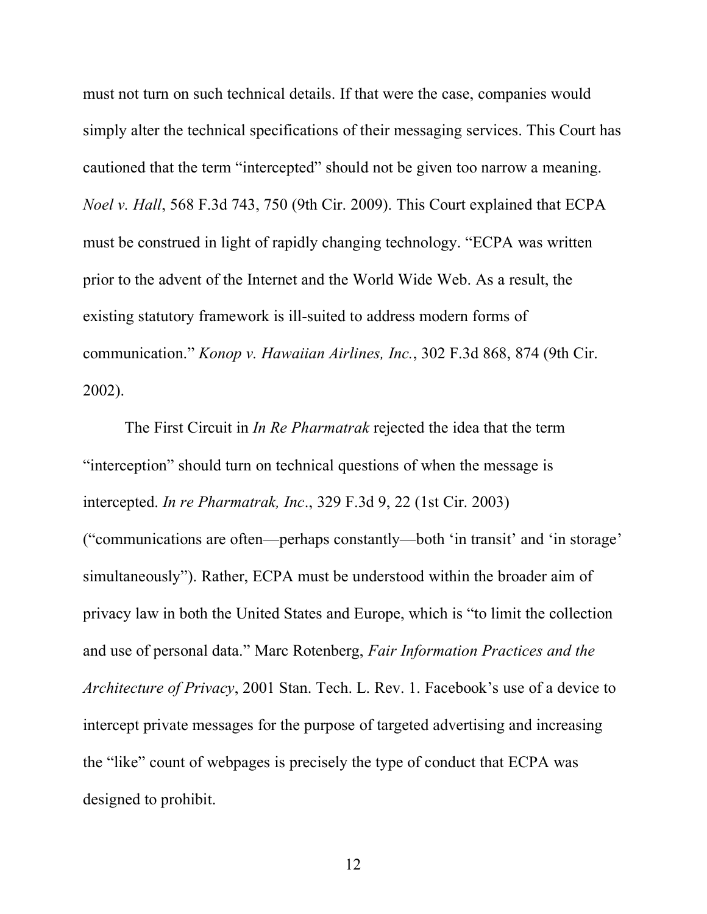must not turn on such technical details. If that were the case, companies would simply alter the technical specifications of their messaging services. This Court has cautioned that the term "intercepted" should not be given too narrow a meaning. *Noel v. Hall*, 568 F.3d 743, 750 (9th Cir. 2009). This Court explained that ECPA must be construed in light of rapidly changing technology. "ECPA was written prior to the advent of the Internet and the World Wide Web. As a result, the existing statutory framework is ill-suited to address modern forms of communication." *Konop v. Hawaiian Airlines, Inc.*, 302 F.3d 868, 874 (9th Cir. 2002).

The First Circuit in *In Re Pharmatrak* rejected the idea that the term "interception" should turn on technical questions of when the message is intercepted. *In re Pharmatrak, Inc*., 329 F.3d 9, 22 (1st Cir. 2003) ("communications are often—perhaps constantly—both 'in transit' and 'in storage' simultaneously"). Rather, ECPA must be understood within the broader aim of privacy law in both the United States and Europe, which is "to limit the collection and use of personal data." Marc Rotenberg, *Fair Information Practices and the Architecture of Privacy*, 2001 Stan. Tech. L. Rev. 1. Facebook's use of a device to intercept private messages for the purpose of targeted advertising and increasing the "like" count of webpages is precisely the type of conduct that ECPA was designed to prohibit.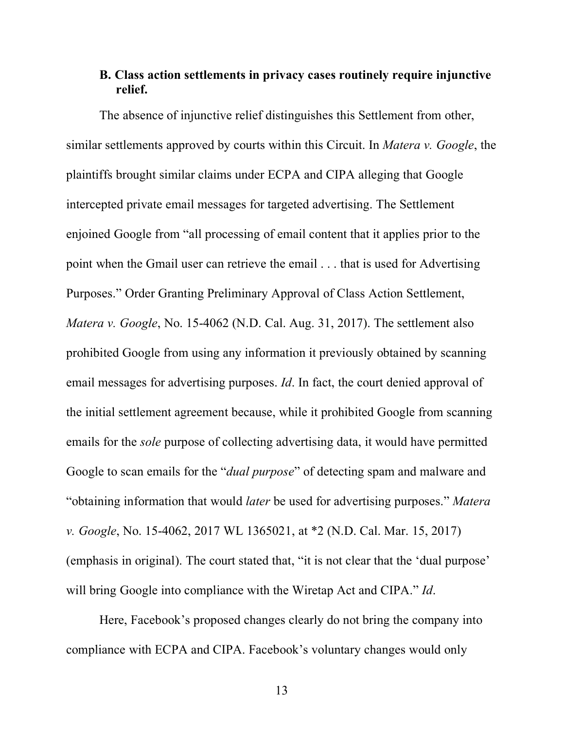### B. Class action settlements in privacy cases routinely require injunctive relief.

The absence of injunctive relief distinguishes this Settlement from other, similar settlements approved by courts within this Circuit. In *Matera v. Google*, the plaintiffs brought similar claims under ECPA and CIPA alleging that Google intercepted private email messages for targeted advertising. The Settlement enjoined Google from "all processing of email content that it applies prior to the point when the Gmail user can retrieve the email . . . that is used for Advertising Purposes." Order Granting Preliminary Approval of Class Action Settlement, *Matera v. Google*, No. 15-4062 (N.D. Cal. Aug. 31, 2017). The settlement also prohibited Google from using any information it previously obtained by scanning email messages for advertising purposes. *Id*. In fact, the court denied approval of the initial settlement agreement because, while it prohibited Google from scanning emails for the *sole* purpose of collecting advertising data, it would have permitted Google to scan emails for the "*dual purpose*" of detecting spam and malware and "obtaining information that would *later* be used for advertising purposes." *Matera v. Google*, No. 15-4062, 2017 WL 1365021, at *2 (N.D. Cal. Mar. 15, 2017) (emphasis in original). The court stated that, "it is not clear that the 'dual purpose' will bring Google into compliance with the Wiretap Act and CIPA." *Id*.

Here, Facebook's proposed changes clearly do not bring the company into compliance with ECPA and CIPA. Facebook's voluntary changes would only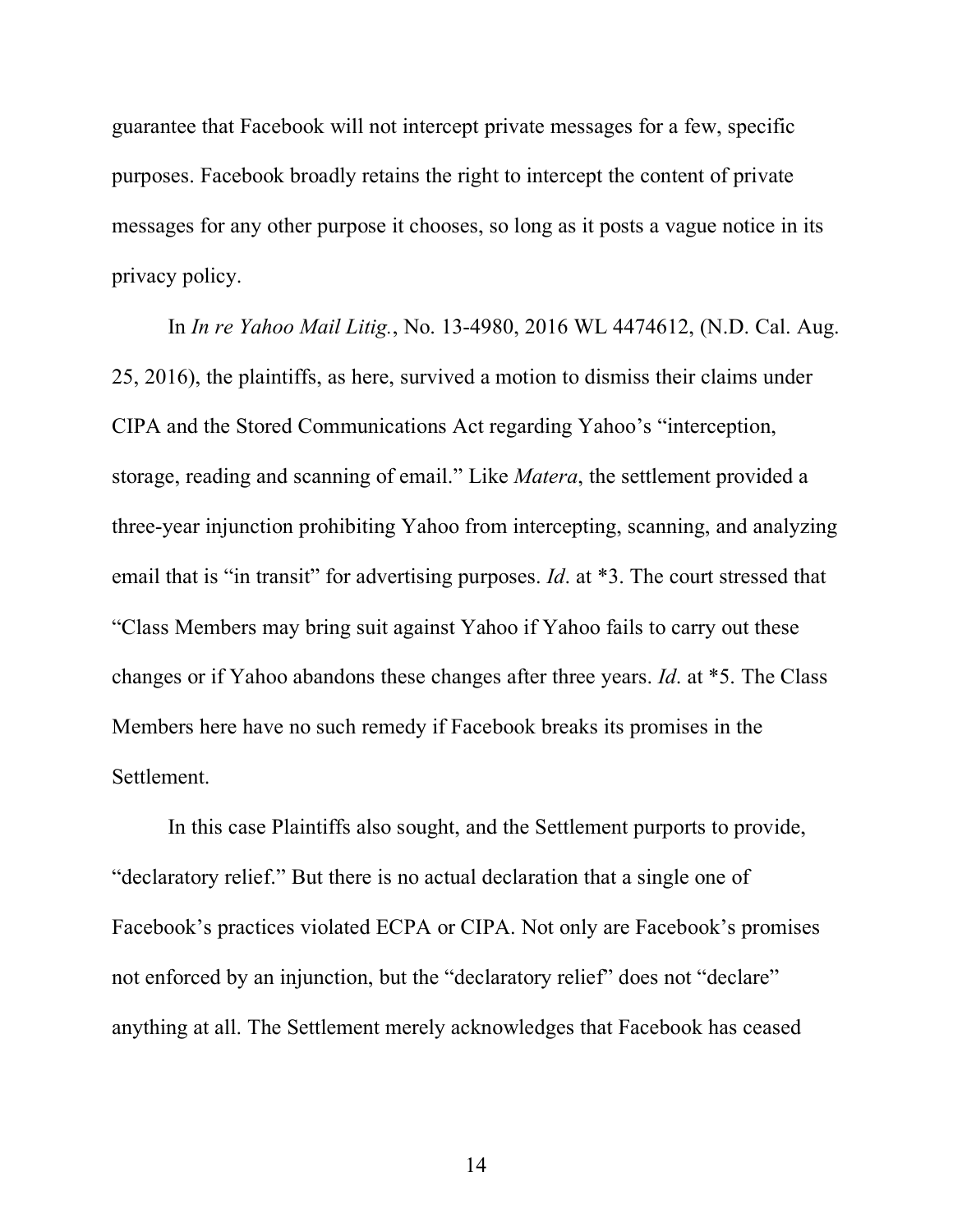guarantee that Facebook will not intercept private messages for a few, specific purposes. Facebook broadly retains the right to intercept the content of private messages for any other purpose it chooses, so long as it posts a vague notice in its privacy policy.

In *In re Yahoo Mail Litig.*, No. 13-4980, 2016 WL 4474612, (N.D. Cal. Aug. 25, 2016), the plaintiffs, as here, survived a motion to dismiss their claims under CIPA and the Stored Communications Act regarding Yahoo's "interception, storage, reading and scanning of email." Like *Matera*, the settlement provided a three-year injunction prohibiting Yahoo from intercepting, scanning, and analyzing email that is "in transit" for advertising purposes. *Id*. at *3. The court stressed that "Class Members may bring suit against Yahoo if Yahoo fails to carry out these changes or if Yahoo abandons these changes after three years. *Id*. at *5. The Class Members here have no such remedy if Facebook breaks its promises in the Settlement.

In this case Plaintiffs also sought, and the Settlement purports to provide, "declaratory relief." But there is no actual declaration that a single one of Facebook's practices violated ECPA or CIPA. Not only are Facebook's promises not enforced by an injunction, but the "declaratory relief" does not "declare" anything at all. The Settlement merely acknowledges that Facebook has ceased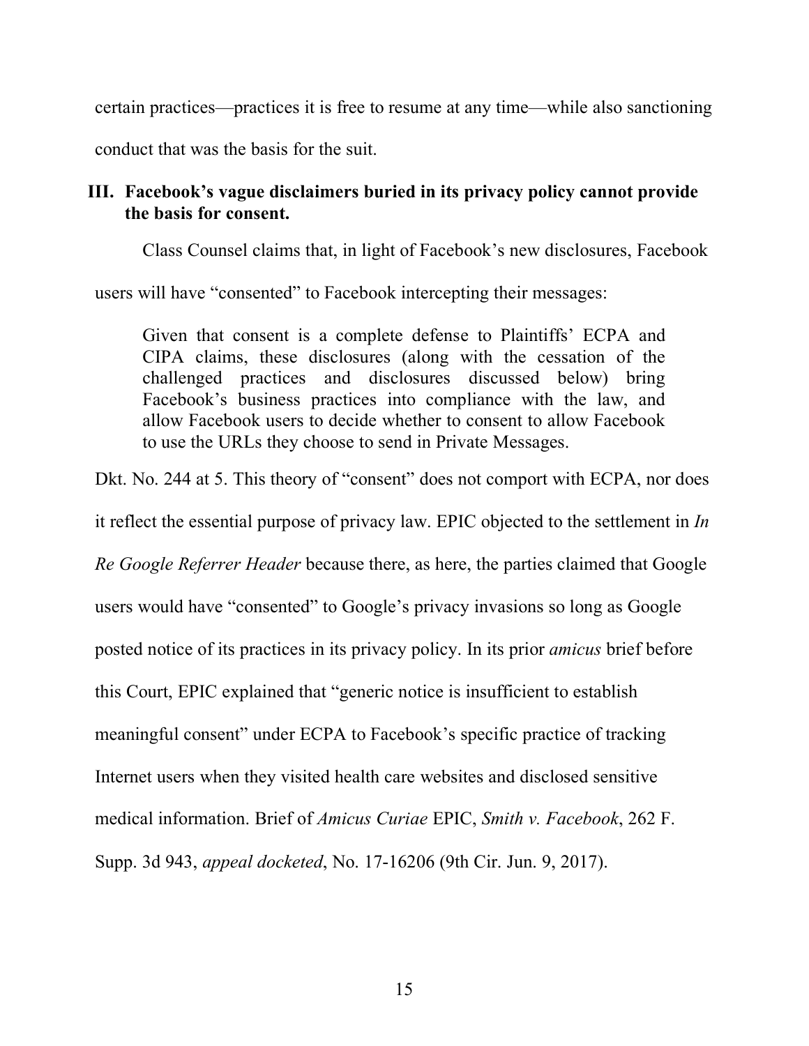certain practices—practices it is free to resume at any time—while also sanctioning conduct that was the basis for the suit.

## III. Facebook's vague disclaimers buried in its privacy policy cannot provide the basis for consent.

Class Counsel claims that, in light of Facebook's new disclosures, Facebook users will have "consented" to Facebook intercepting their messages:

> Given that consent is a complete defense to Plaintiffs' ECPA and CIPA claims, these disclosures (along with the cessation of the challenged practices and disclosures discussed below) bring Facebook's business practices into compliance with the law, and allow Facebook users to decide whether to consent to allow Facebook to use the URLs they choose to send in Private Messages.

Dkt. No. 244 at 5. This theory of "consent" does not comport with ECPA, nor does it reflect the essential purpose of privacy law. EPIC objected to the settlement in *In Re Google Referrer Header* because there, as here, the parties claimed that Google users would have "consented" to Google's privacy invasions so long as Google posted notice of its practices in its privacy policy. In its prior *amicus* brief before this Court, EPIC explained that "generic notice is insufficient to establish meaningful consent" under ECPA to Facebook's specific practice of tracking Internet users when they visited health care websites and disclosed sensitive medical information. Brief of *Amicus Curiae* EPIC, *Smith v. Facebook*, 262 F. Supp. 3d 943, *appeal docketed*, No. 17-16206 (9th Cir. Jun. 9, 2017).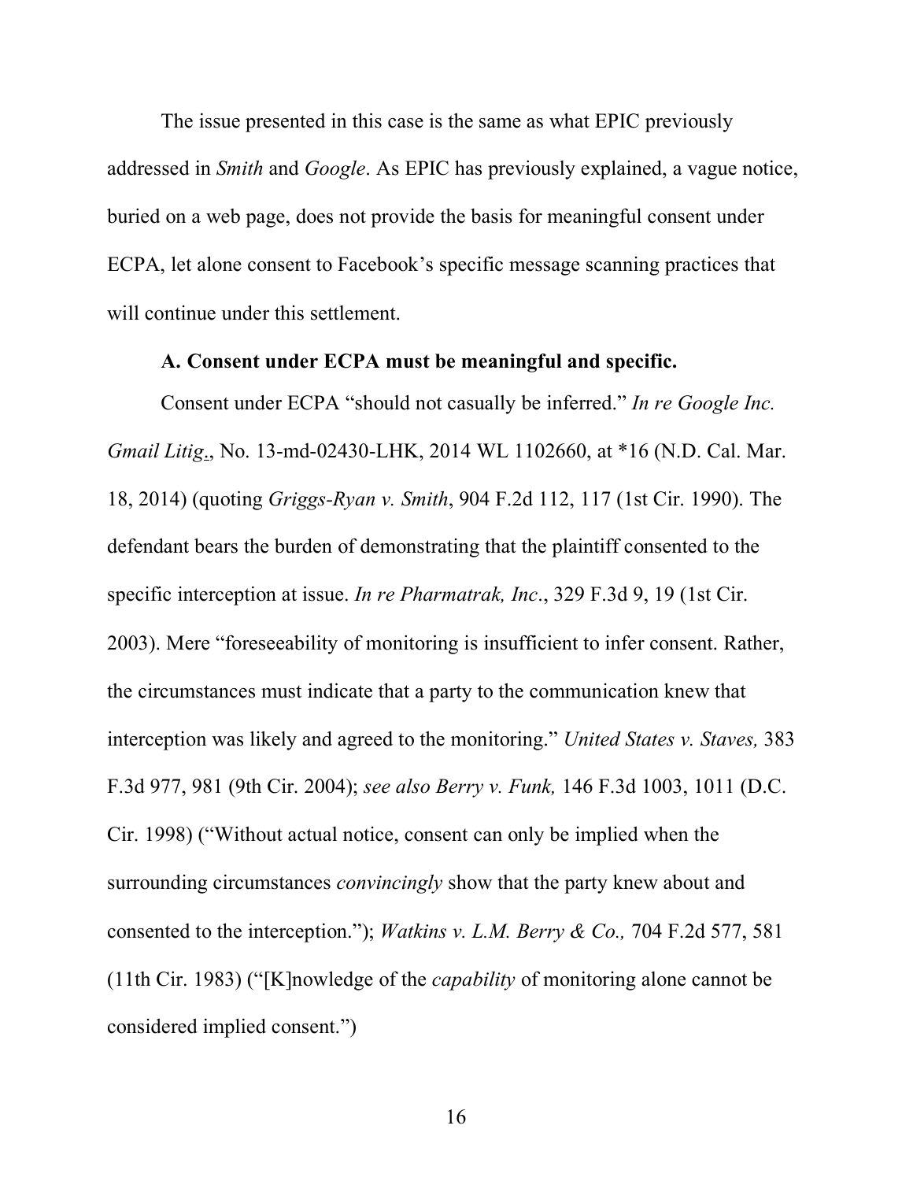The issue presented in this case is the same as what EPIC previously addressed in *Smith* and *Google*. As EPIC has previously explained, a vague notice, buried on a web page, does not provide the basis for meaningful consent under ECPA, let alone consent to Facebook's specific message scanning practices that will continue under this settlement.

**A. Consent under ECPA must be meaningful and specific.**

Consent under ECPA "should not casually be inferred." *In re Google Inc. Gmail Litig.*, No. 13-md-02430-LHK, 2014 WL 1102660, at *16 (N.D. Cal. Mar. 18, 2014) (quoting *Griggs-Ryan v. Smith*, 904 F.2d 112, 117 (1st Cir. 1990). The defendant bears the burden of demonstrating that the plaintiff consented to the specific interception at issue. *In re Pharmatrak, Inc*., 329 F.3d 9, 19 (1st Cir. 2003). Mere "foreseeability of monitoring is insufficient to infer consent. Rather, the circumstances must indicate that a party to the communication knew that interception was likely and agreed to the monitoring." *United States v. Staves,* 383 F.3d 977, 981 (9th Cir. 2004); *see also Berry v. Funk,* 146 F.3d 1003, 1011 (D.C. Cir. 1998) ("Without actual notice, consent can only be implied when the surrounding circumstances *convincingly* show that the party knew about and consented to the interception."); *Watkins v. L.M. Berry & Co.,* 704 F.2d 577, 581 (11th Cir. 1983) ("[K]nowledge of the *capability* of monitoring alone cannot be considered implied consent.")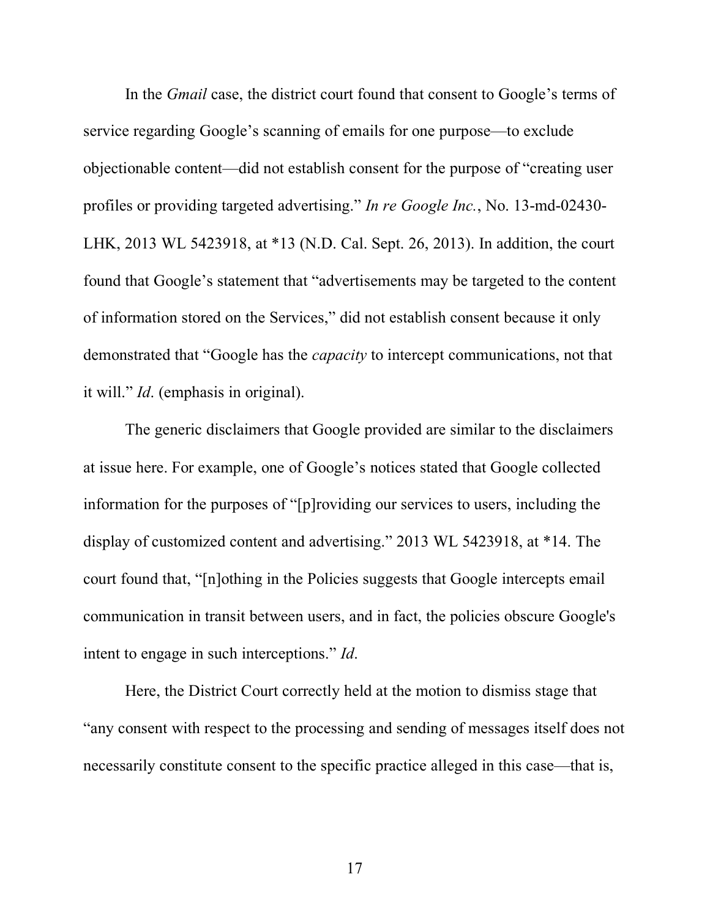In the *Gmail* case, the district court found that consent to Google's terms of service regarding Google's scanning of emails for one purpose—to exclude objectionable content—did not establish consent for the purpose of "creating user profiles or providing targeted advertising." *In re Google Inc.*, No. 13-md-02430-LHK, 2013 WL 5423918, at *13 (N.D. Cal. Sept. 26, 2013). In addition, the court found that Google's statement that "advertisements may be targeted to the content of information stored on the Services," did not establish consent because it only demonstrated that "Google has the *capacity* to intercept communications, not that it will." *Id*. (emphasis in original).

The generic disclaimers that Google provided are similar to the disclaimers at issue here. For example, one of Google's notices stated that Google collected information for the purposes of "[p]roviding our services to users, including the display of customized content and advertising." 2013 WL 5423918, at *14. The court found that, "[n]othing in the Policies suggests that Google intercepts email communication in transit between users, and in fact, the policies obscure Google's intent to engage in such interceptions." *Id*.

Here, the District Court correctly held at the motion to dismiss stage that "any consent with respect to the processing and sending of messages itself does not necessarily constitute consent to the specific practice alleged in this case—that is,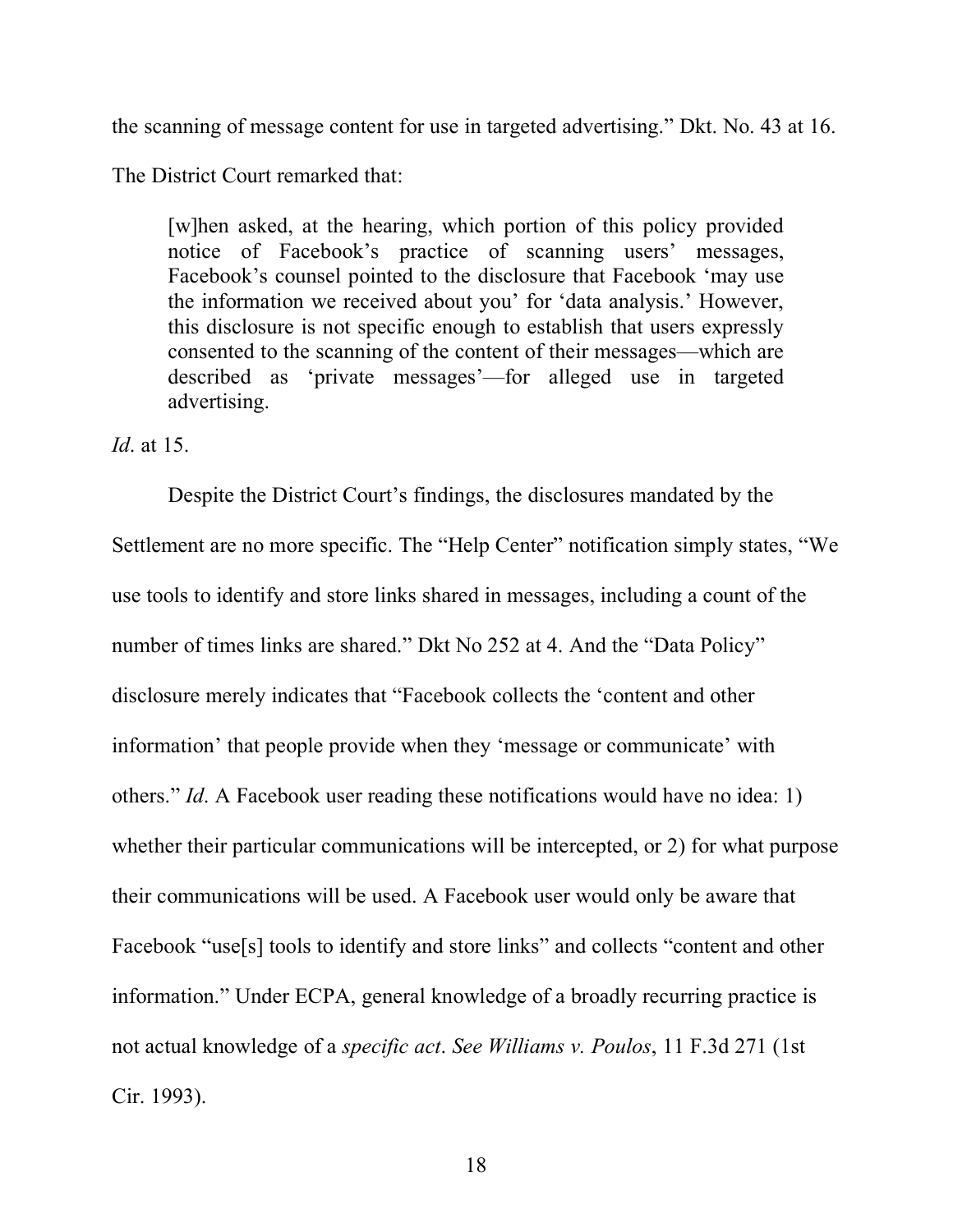the scanning of message content for use in targeted advertising." Dkt. No. 43 at 16.

The District Court remarked that:

> [w]hen asked, at the hearing, which portion of this policy provided notice of Facebook's practice of scanning users' messages, Facebook's counsel pointed to the disclosure that Facebook 'may use the information we received about you' for 'data analysis.' However, this disclosure is not specific enough to establish that users expressly consented to the scanning of the content of their messages—which are described as 'private messages'—for alleged use in targeted advertising.

*Id*. at 15.

Despite the District Court's findings, the disclosures mandated by the Settlement are no more specific. The "Help Center" notification simply states, "We use tools to identify and store links shared in messages, including a count of the number of times links are shared." Dkt No 252 at 4. And the "Data Policy" disclosure merely indicates that "Facebook collects the 'content and other information' that people provide when they 'message or communicate' with others." *Id*. A Facebook user reading these notifications would have no idea: 1) whether their particular communications will be intercepted, or 2) for what purpose their communications will be used. A Facebook user would only be aware that Facebook "use[s] tools to identify and store links" and collects "content and other information." Under ECPA, general knowledge of a broadly recurring practice is not actual knowledge of a *specific act*. *See Williams v. Poulos*, 11 F.3d 271 (1st Cir. 1993).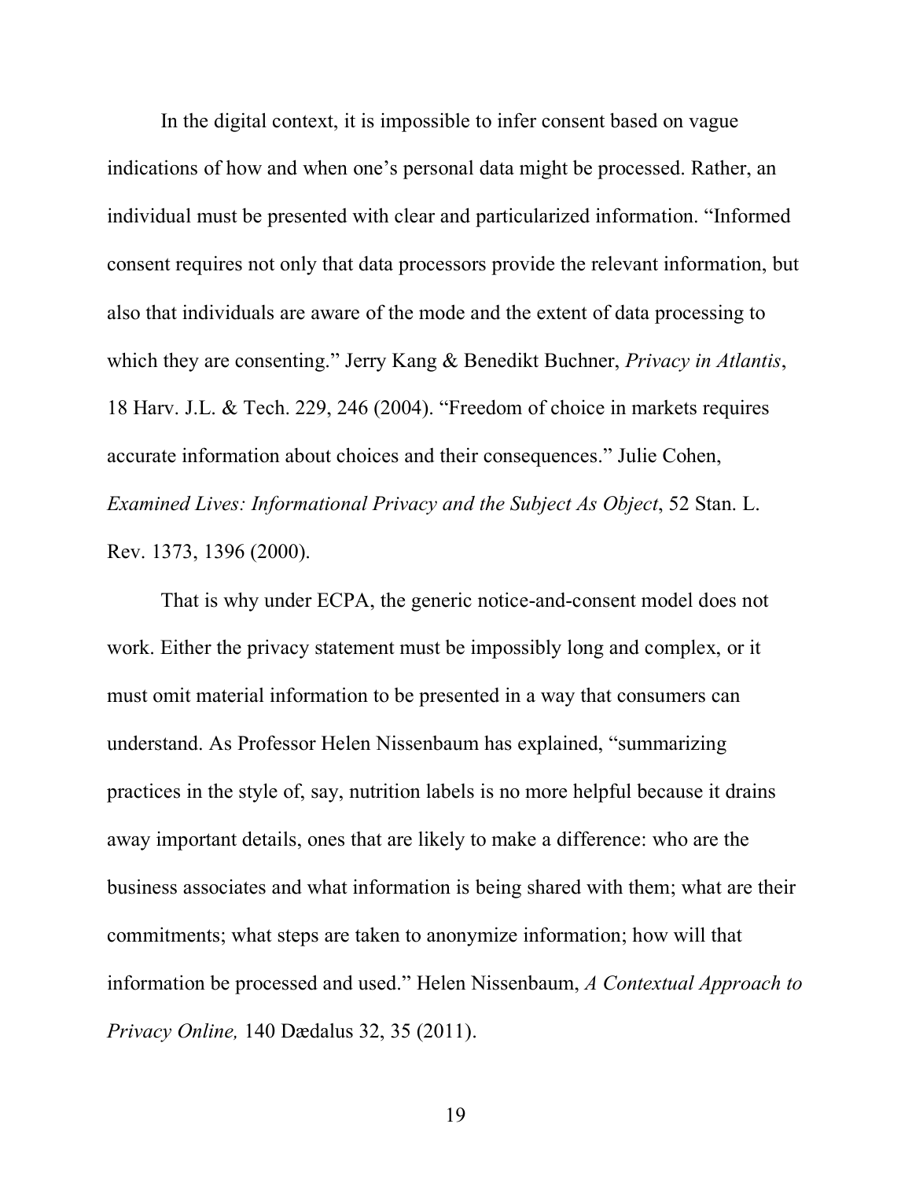In the digital context, it is impossible to infer consent based on vague indications of how and when one's personal data might be processed. Rather, an individual must be presented with clear and particularized information. "Informed consent requires not only that data processors provide the relevant information, but also that individuals are aware of the mode and the extent of data processing to which they are consenting." Jerry Kang & Benedikt Buchner, *Privacy in Atlantis*, 18 Harv. J.L. & Tech. 229, 246 (2004). "Freedom of choice in markets requires accurate information about choices and their consequences." Julie Cohen, *Examined Lives: Informational Privacy and the Subject As Object*, 52 Stan. L. Rev. 1373, 1396 (2000).

That is why under ECPA, the generic notice-and-consent model does not work. Either the privacy statement must be impossibly long and complex, or it must omit material information to be presented in a way that consumers can understand. As Professor Helen Nissenbaum has explained, "summarizing practices in the style of, say, nutrition labels is no more helpful because it drains away important details, ones that are likely to make a difference: who are the business associates and what information is being shared with them; what are their commitments; what steps are taken to anonymize information; how will that information be processed and used." Helen Nissenbaum, *A Contextual Approach to Privacy Online,* 140 Dædalus 32, 35 (2011).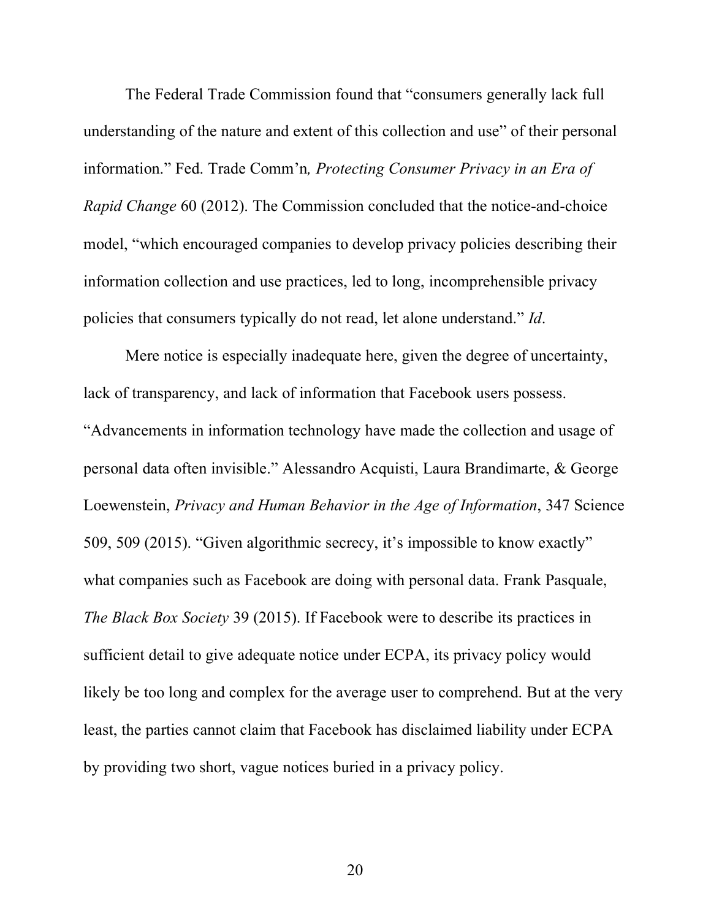The Federal Trade Commission found that "consumers generally lack full understanding of the nature and extent of this collection and use" of their personal information." Fed. Trade Comm'n*, Protecting Consumer Privacy in an Era of Rapid Change* 60 (2012). The Commission concluded that the notice-and-choice model, "which encouraged companies to develop privacy policies describing their information collection and use practices, led to long, incomprehensible privacy policies that consumers typically do not read, let alone understand." *Id*.

Mere notice is especially inadequate here, given the degree of uncertainty, lack of transparency, and lack of information that Facebook users possess. "Advancements in information technology have made the collection and usage of personal data often invisible." Alessandro Acquisti, Laura Brandimarte, & George Loewenstein, *Privacy and Human Behavior in the Age of Information*, 347 Science 509, 509 (2015). "Given algorithmic secrecy, it's impossible to know exactly" what companies such as Facebook are doing with personal data. Frank Pasquale, *The Black Box Society* 39 (2015). If Facebook were to describe its practices in sufficient detail to give adequate notice under ECPA, its privacy policy would likely be too long and complex for the average user to comprehend. But at the very least, the parties cannot claim that Facebook has disclaimed liability under ECPA by providing two short, vague notices buried in a privacy policy.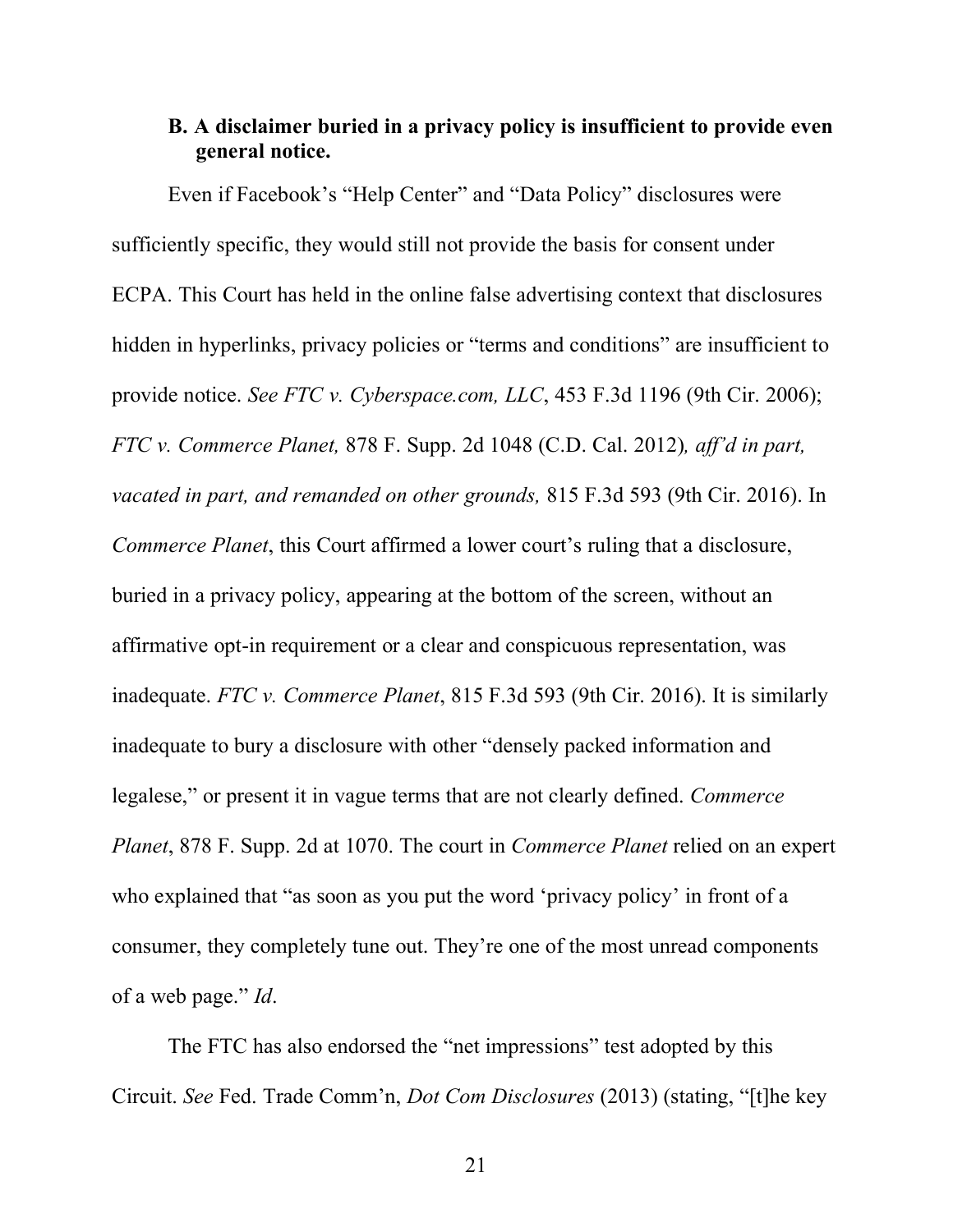### B. A disclaimer buried in a privacy policy is insufficient to provide even general notice.

Even if Facebook's "Help Center" and "Data Policy" disclosures were sufficiently specific, they would still not provide the basis for consent under ECPA. This Court has held in the online false advertising context that disclosures hidden in hyperlinks, privacy policies or "terms and conditions" are insufficient to provide notice. *See FTC v. Cyberspace.com, LLC*, 453 F.3d 1196 (9th Cir. 2006); *FTC v. Commerce Planet,* 878 F. Supp. 2d 1048 (C.D. Cal. 2012)*, aff'd in part, vacated in part, and remanded on other grounds,* 815 F.3d 593 (9th Cir. 2016). In *Commerce Planet*, this Court affirmed a lower court's ruling that a disclosure, buried in a privacy policy, appearing at the bottom of the screen, without an affirmative opt-in requirement or a clear and conspicuous representation, was inadequate. *FTC v. Commerce Planet*, 815 F.3d 593 (9th Cir. 2016). It is similarly inadequate to bury a disclosure with other "densely packed information and legalese," or present it in vague terms that are not clearly defined. *Commerce Planet*, 878 F. Supp. 2d at 1070. The court in *Commerce Planet* relied on an expert who explained that "as soon as you put the word 'privacy policy' in front of a consumer, they completely tune out. They're one of the most unread components of a web page." *Id*.

The FTC has also endorsed the "net impressions" test adopted by this Circuit. *See* Fed. Trade Comm'n, *Dot Com Disclosures* (2013) (stating, "[t]he key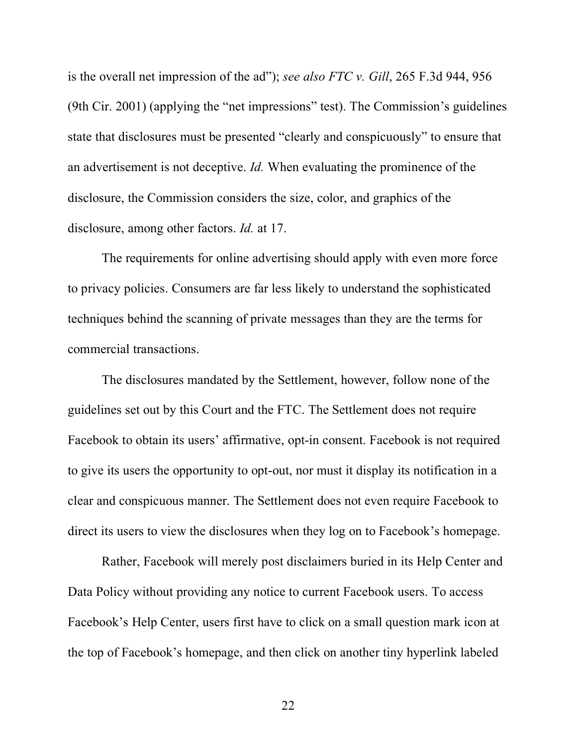is the overall net impression of the ad"); *see also FTC v. Gill*, 265 F.3d 944, 956 (9th Cir. 2001) (applying the "net impressions" test). The Commission's guidelines state that disclosures must be presented "clearly and conspicuously" to ensure that an advertisement is not deceptive. *Id.* When evaluating the prominence of the disclosure, the Commission considers the size, color, and graphics of the disclosure, among other factors. *Id.* at 17.

The requirements for online advertising should apply with even more force to privacy policies. Consumers are far less likely to understand the sophisticated techniques behind the scanning of private messages than they are the terms for commercial transactions.

The disclosures mandated by the Settlement, however, follow none of the guidelines set out by this Court and the FTC. The Settlement does not require Facebook to obtain its users' affirmative, opt-in consent. Facebook is not required to give its users the opportunity to opt-out, nor must it display its notification in a clear and conspicuous manner. The Settlement does not even require Facebook to direct its users to view the disclosures when they log on to Facebook's homepage.

Rather, Facebook will merely post disclaimers buried in its Help Center and Data Policy without providing any notice to current Facebook users. To access Facebook's Help Center, users first have to click on a small question mark icon at the top of Facebook's homepage, and then click on another tiny hyperlink labeled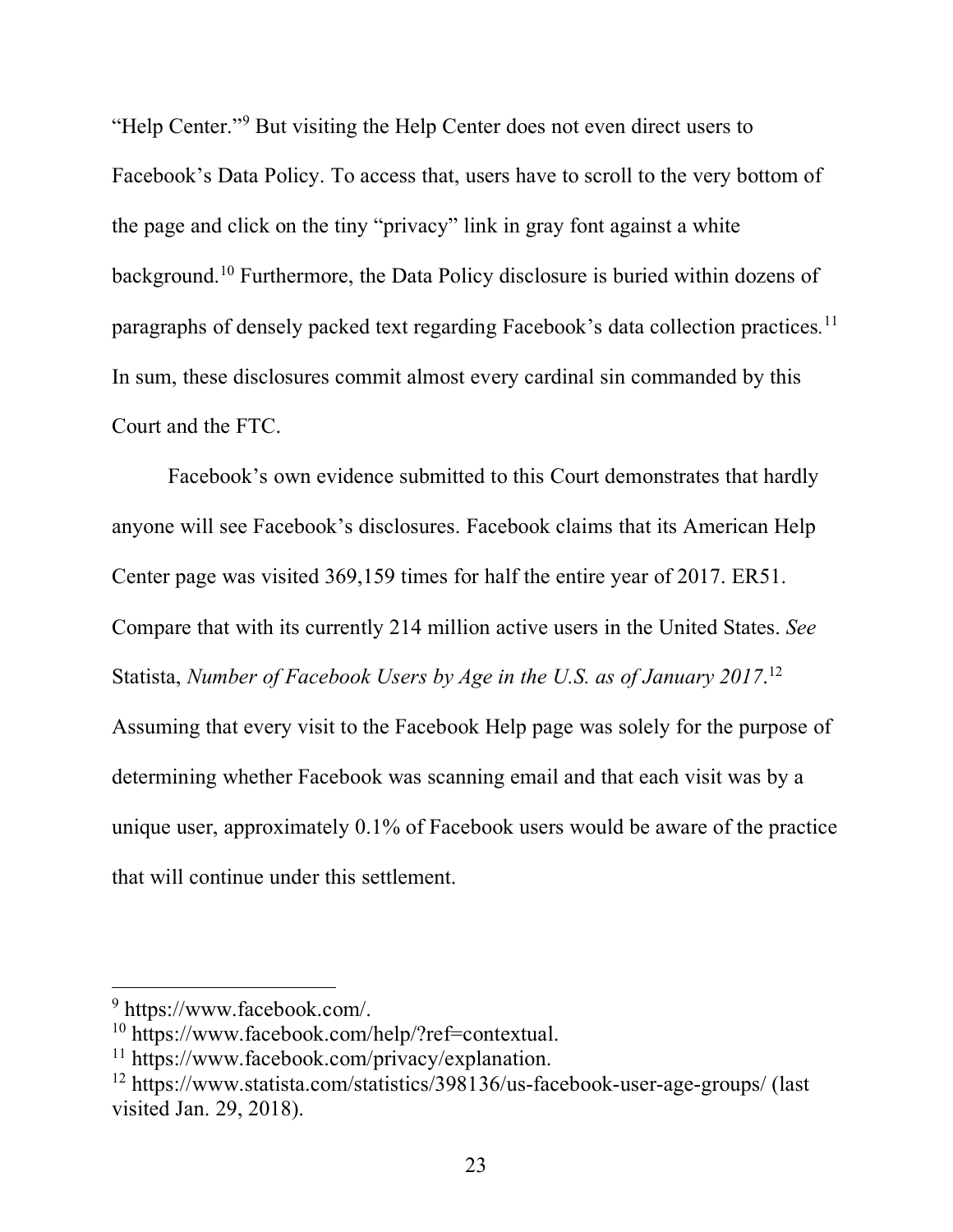"Help Center."[9] But visiting the Help Center does not even direct users to Facebook's Data Policy. To access that, users have to scroll to the very bottom of the page and click on the tiny "privacy" link in gray font against a white background.[10] Furthermore, the Data Policy disclosure is buried within dozens of paragraphs of densely packed text regarding Facebook's data collection practices.[11] In sum, these disclosures commit almost every cardinal sin commanded by this Court and the FTC.

Facebook's own evidence submitted to this Court demonstrates that hardly anyone will see Facebook's disclosures. Facebook claims that its American Help Center page was visited 369,159 times for half the entire year of 2017. ER51. Compare that with its currently 214 million active users in the United States. *See* Statista, *Number of Facebook Users by Age in the U.S. as of January 2017*.[12] Assuming that every visit to the Facebook Help page was solely for the purpose of determining whether Facebook was scanning email and that each visit was by a unique user, approximately 0.1% of Facebook users would be aware of the practice that will continue under this settlement.

---

[9] https://www.facebook.com/.

[10] https://www.facebook.com/help/?ref=contextual.

[11] https://www.facebook.com/privacy/explanation.

[12] https://www.statista.com/statistics/398136/us-facebook-user-age-groups/ (last visited Jan. 29, 2018).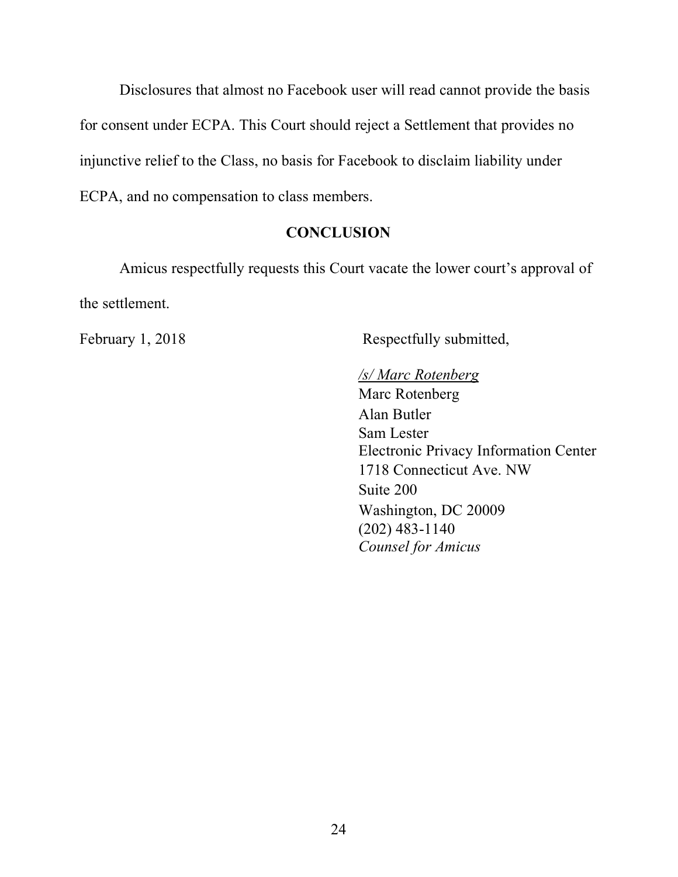Disclosures that almost no Facebook user will read cannot provide the basis for consent under ECPA. This Court should reject a Settlement that provides no injunctive relief to the Class, no basis for Facebook to disclaim liability under ECPA, and no compensation to class members.

## CONCLUSION

Amicus respectfully requests this Court vacate the lower court's approval of the settlement.

February 1, 2018

Respectfully submitted,

*/s/ Marc Rotenberg*
Marc Rotenberg
Alan Butler
Sam Lester
Electronic Privacy Information Center
1718 Connecticut Ave. NW
Suite 200
Washington, DC 20009
(202) 483-1140
*Counsel for Amicus*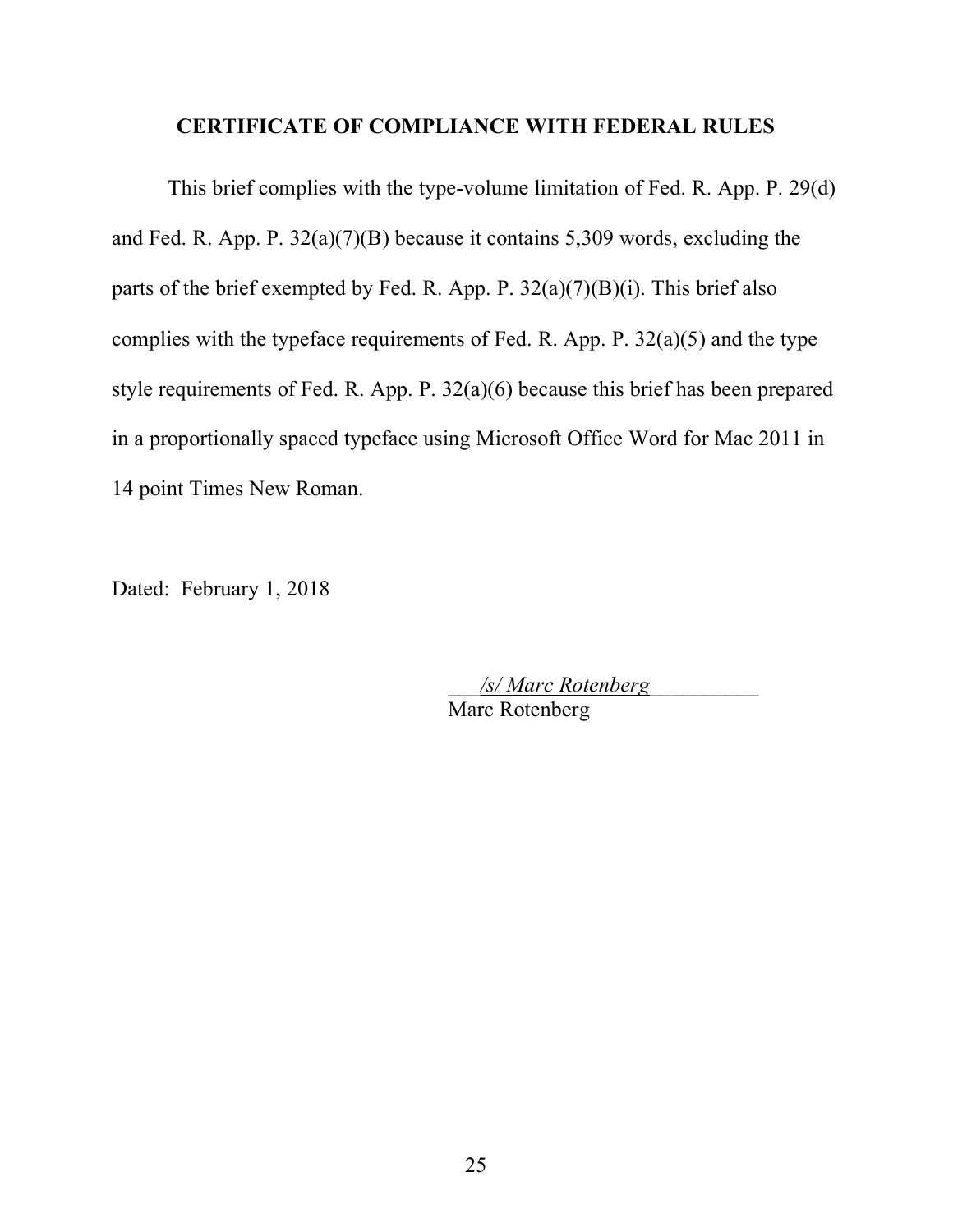## CERTIFICATE OF COMPLIANCE WITH FEDERAL RULES

This brief complies with the type-volume limitation of Fed. R. App. P. 29(d) and Fed. R. App. P. 32(a)(7)(B) because it contains 5,309 words, excluding the parts of the brief exempted by Fed. R. App. P. 32(a)(7)(B)(i). This brief also complies with the typeface requirements of Fed. R. App. P. 32(a)(5) and the type style requirements of Fed. R. App. P. 32(a)(6) because this brief has been prepared in a proportionally spaced typeface using Microsoft Office Word for Mac 2011 in 14 point Times New Roman.

Dated: February 1, 2018

*/s/ Marc Rotenberg*
Marc Rotenberg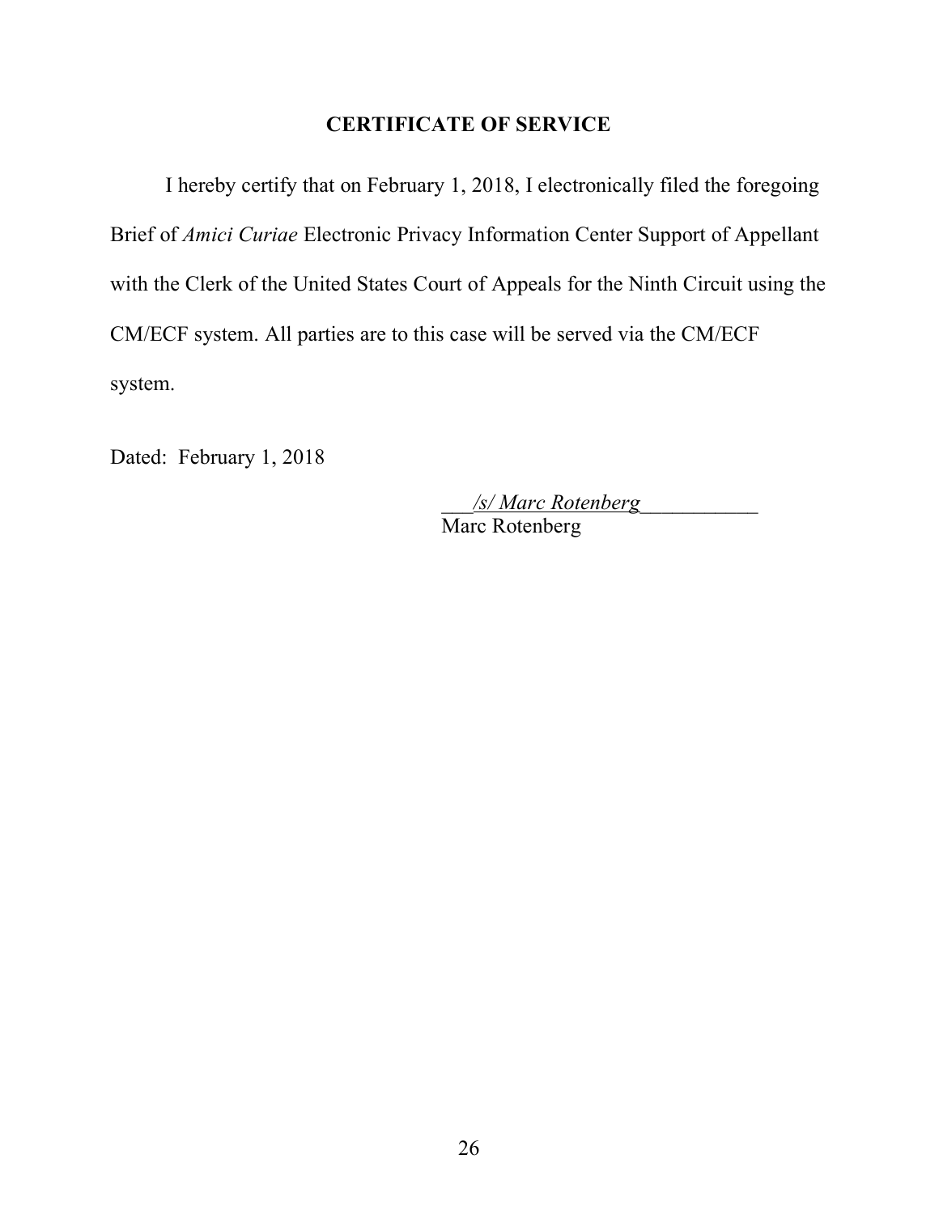## CERTIFICATE OF SERVICE

I hereby certify that on February 1, 2018, I electronically filed the foregoing Brief of *Amici Curiae* Electronic Privacy Information Center Support of Appellant with the Clerk of the United States Court of Appeals for the Ninth Circuit using the CM/ECF system. All parties are to this case will be served via the CM/ECF system.

Dated: February 1, 2018

*/s/ Marc Rotenberg*
Marc Rotenberg